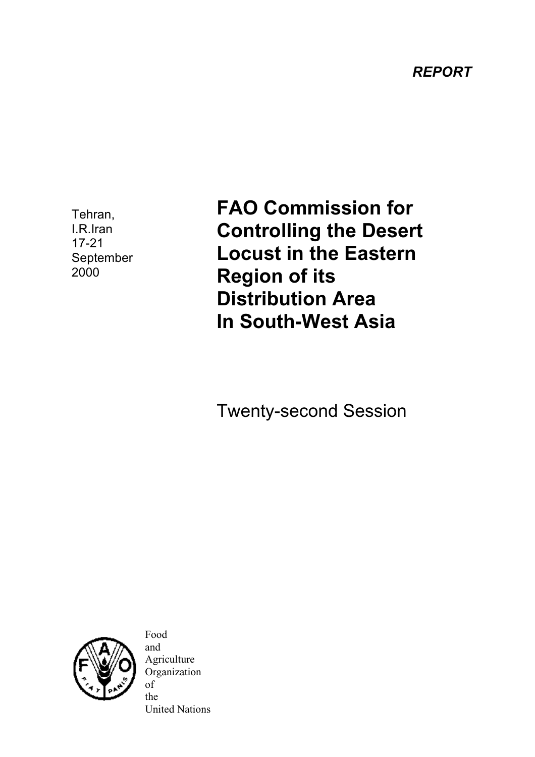*REPORT*

Tehran,
I.R.Iran
17-21
September
2000

# FAO Commission for Controlling the Desert Locust in the Eastern Region of its Distribution Area In South-West Asia

Twenty-second Session

Food
and
Agriculture
Organization
of
the
United Nations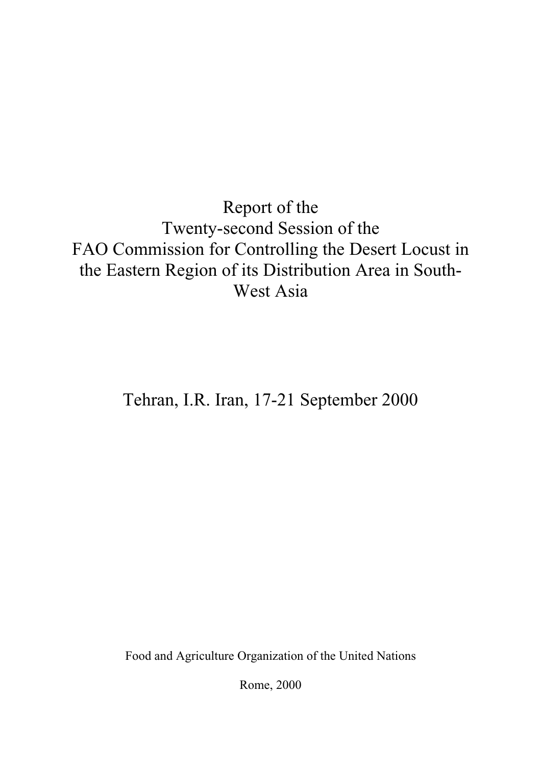# Report of the Twenty-second Session of the FAO Commission for Controlling the Desert Locust in the Eastern Region of its Distribution Area in South-West Asia

Tehran, I.R. Iran, 17-21 September 2000

Food and Agriculture Organization of the United Nations

Rome, 2000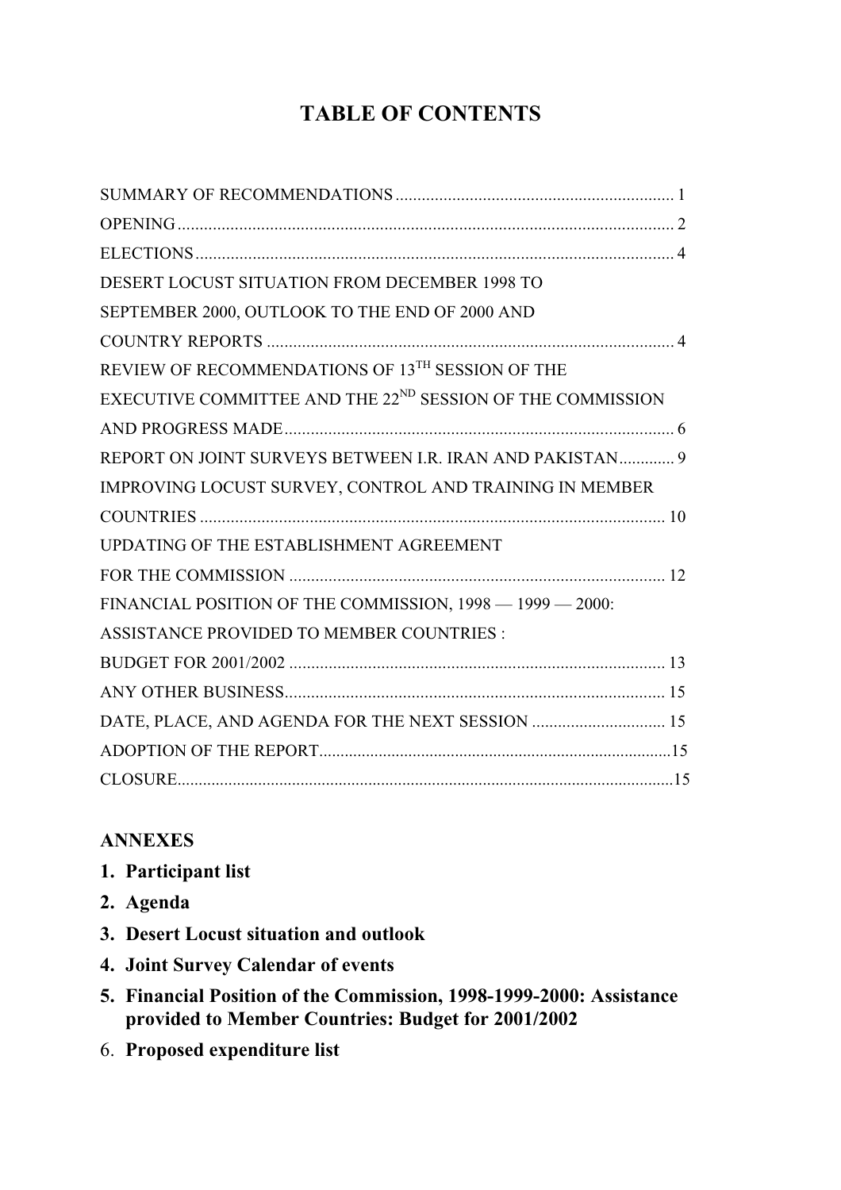# TABLE OF CONTENTS

SUMMARY OF RECOMMENDATIONS ................................................................ 1

OPENING ................................................................................................................ 2

ELECTIONS ............................................................................................................ 4

DESERT LOCUST SITUATION FROM DECEMBER 1998 TO SEPTEMBER 2000, OUTLOOK TO THE END OF 2000 AND COUNTRY REPORTS ............................................................................................ 4

REVIEW OF RECOMMENDATIONS OF 13TH SESSION OF THE EXECUTIVE COMMITTEE AND THE 22ND SESSION OF THE COMMISSION AND PROGRESS MADE ......................................................................................... 6

REPORT ON JOINT SURVEYS BETWEEN I.R. IRAN AND PAKISTAN ............. 9

IMPROVING LOCUST SURVEY, CONTROL AND TRAINING IN MEMBER COUNTRIES .......................................................................................................... 10

UPDATING OF THE ESTABLISHMENT AGREEMENT FOR THE COMMISSION ...................................................................................... 12

FINANCIAL POSITION OF THE COMMISSION, 1998 — 1999 — 2000: ASSISTANCE PROVIDED TO MEMBER COUNTRIES : BUDGET FOR 2001/2002 ...................................................................................... 13

ANY OTHER BUSINESS ....................................................................................... 15

DATE, PLACE, AND AGENDA FOR THE NEXT SESSION ............................... 15

ADOPTION OF THE REPORT ................................................................................. 15

CLOSURE ................................................................................................................. 15

## ANNEXES

1. **Participant list**
2. **Agenda**
3. **Desert Locust situation and outlook**
4. **Joint Survey Calendar of events**
5. **Financial Position of the Commission, 1998-1999-2000: Assistance provided to Member Countries: Budget for 2001/2002**
6. **Proposed expenditure list**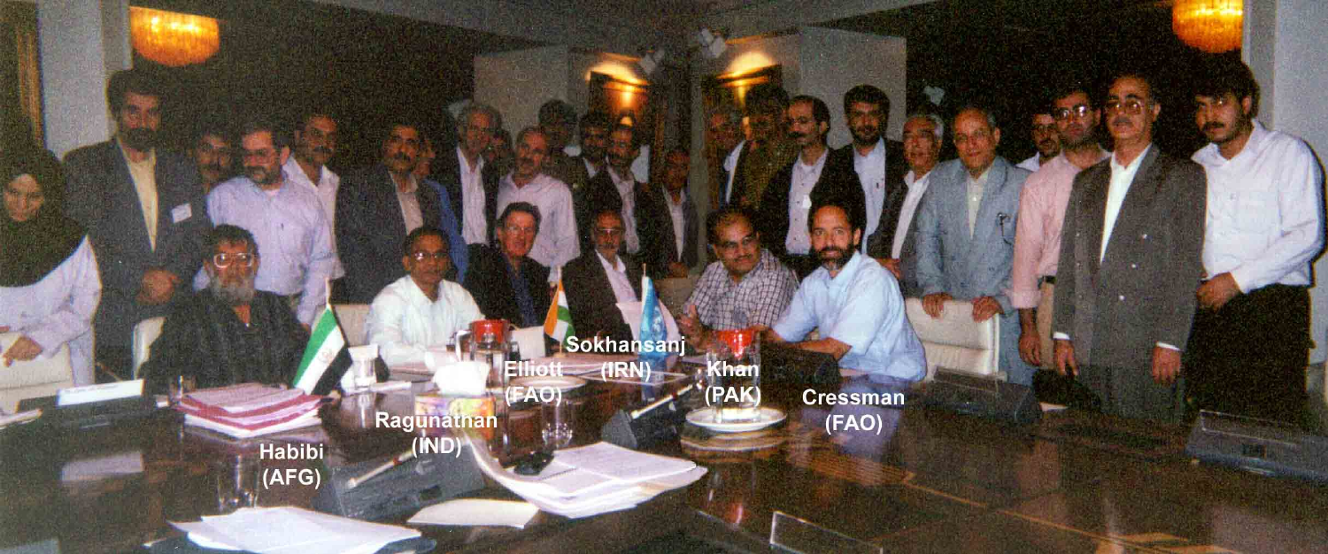Habibi (AFG)

Ragunathan (IND)

Elliott (FAO)

Sokhansanj (IRN)

Khan (PAK)

Cressman (FAO)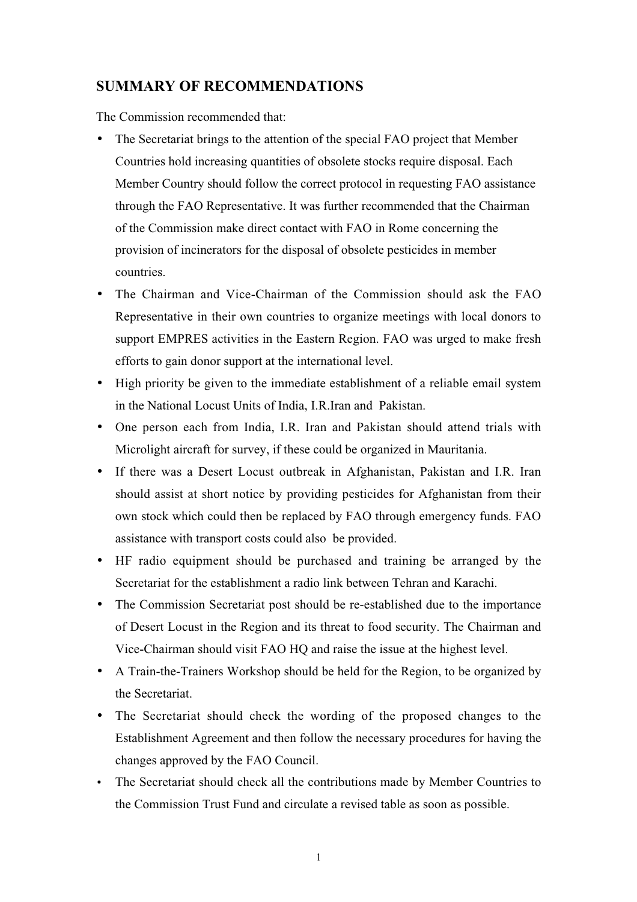## SUMMARY OF RECOMMENDATIONS

The Commission recommended that:

- The Secretariat brings to the attention of the special FAO project that Member Countries hold increasing quantities of obsolete stocks require disposal. Each Member Country should follow the correct protocol in requesting FAO assistance through the FAO Representative. It was further recommended that the Chairman of the Commission make direct contact with FAO in Rome concerning the provision of incinerators for the disposal of obsolete pesticides in member countries.
- The Chairman and Vice-Chairman of the Commission should ask the FAO Representative in their own countries to organize meetings with local donors to support EMPRES activities in the Eastern Region. FAO was urged to make fresh efforts to gain donor support at the international level.
- High priority be given to the immediate establishment of a reliable email system in the National Locust Units of India, I.R.Iran and Pakistan.
- One person each from India, I.R. Iran and Pakistan should attend trials with Microlight aircraft for survey, if these could be organized in Mauritania.
- If there was a Desert Locust outbreak in Afghanistan, Pakistan and I.R. Iran should assist at short notice by providing pesticides for Afghanistan from their own stock which could then be replaced by FAO through emergency funds. FAO assistance with transport costs could also be provided.
- HF radio equipment should be purchased and training be arranged by the Secretariat for the establishment a radio link between Tehran and Karachi.
- The Commission Secretariat post should be re-established due to the importance of Desert Locust in the Region and its threat to food security. The Chairman and Vice-Chairman should visit FAO HQ and raise the issue at the highest level.
- A Train-the-Trainers Workshop should be held for the Region, to be organized by the Secretariat.
- The Secretariat should check the wording of the proposed changes to the Establishment Agreement and then follow the necessary procedures for having the changes approved by the FAO Council.
- The Secretariat should check all the contributions made by Member Countries to the Commission Trust Fund and circulate a revised table as soon as possible.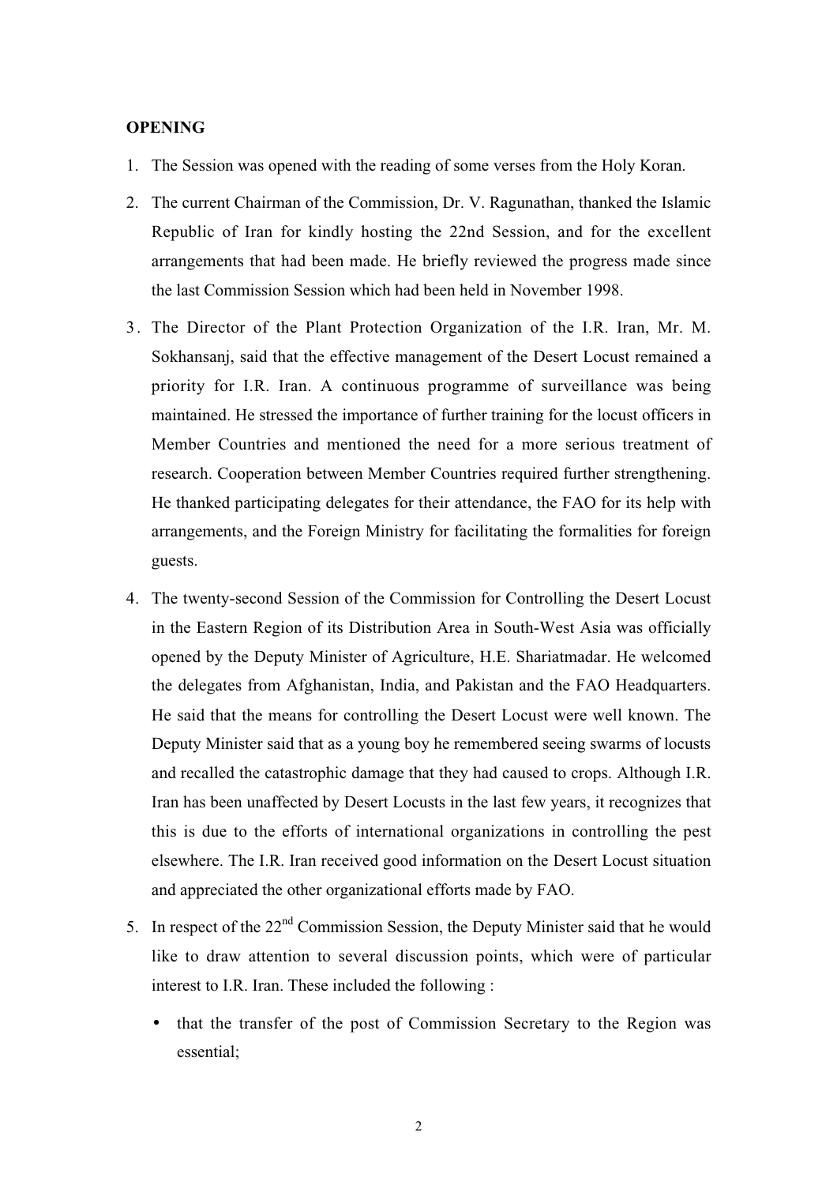**OPENING**

1. The Session was opened with the reading of some verses from the Holy Koran.
2. The current Chairman of the Commission, Dr. V. Ragunathan, thanked the Islamic Republic of Iran for kindly hosting the 22nd Session, and for the excellent arrangements that had been made. He briefly reviewed the progress made since the last Commission Session which had been held in November 1998.
3. The Director of the Plant Protection Organization of the I.R. Iran, Mr. M. Sokhansanj, said that the effective management of the Desert Locust remained a priority for I.R. Iran. A continuous programme of surveillance was being maintained. He stressed the importance of further training for the locust officers in Member Countries and mentioned the need for a more serious treatment of research. Cooperation between Member Countries required further strengthening. He thanked participating delegates for their attendance, the FAO for its help with arrangements, and the Foreign Ministry for facilitating the formalities for foreign guests.
4. The twenty-second Session of the Commission for Controlling the Desert Locust in the Eastern Region of its Distribution Area in South-West Asia was officially opened by the Deputy Minister of Agriculture, H.E. Shariatmadar. He welcomed the delegates from Afghanistan, India, and Pakistan and the FAO Headquarters. He said that the means for controlling the Desert Locust were well known. The Deputy Minister said that as a young boy he remembered seeing swarms of locusts and recalled the catastrophic damage that they had caused to crops. Although I.R. Iran has been unaffected by Desert Locusts in the last few years, it recognizes that this is due to the efforts of international organizations in controlling the pest elsewhere. The I.R. Iran received good information on the Desert Locust situation and appreciated the other organizational efforts made by FAO.
5. In respect of the 22nd Commission Session, the Deputy Minister said that he would like to draw attention to several discussion points, which were of particular interest to I.R. Iran. These included the following :
   - that the transfer of the post of Commission Secretary to the Region was essential;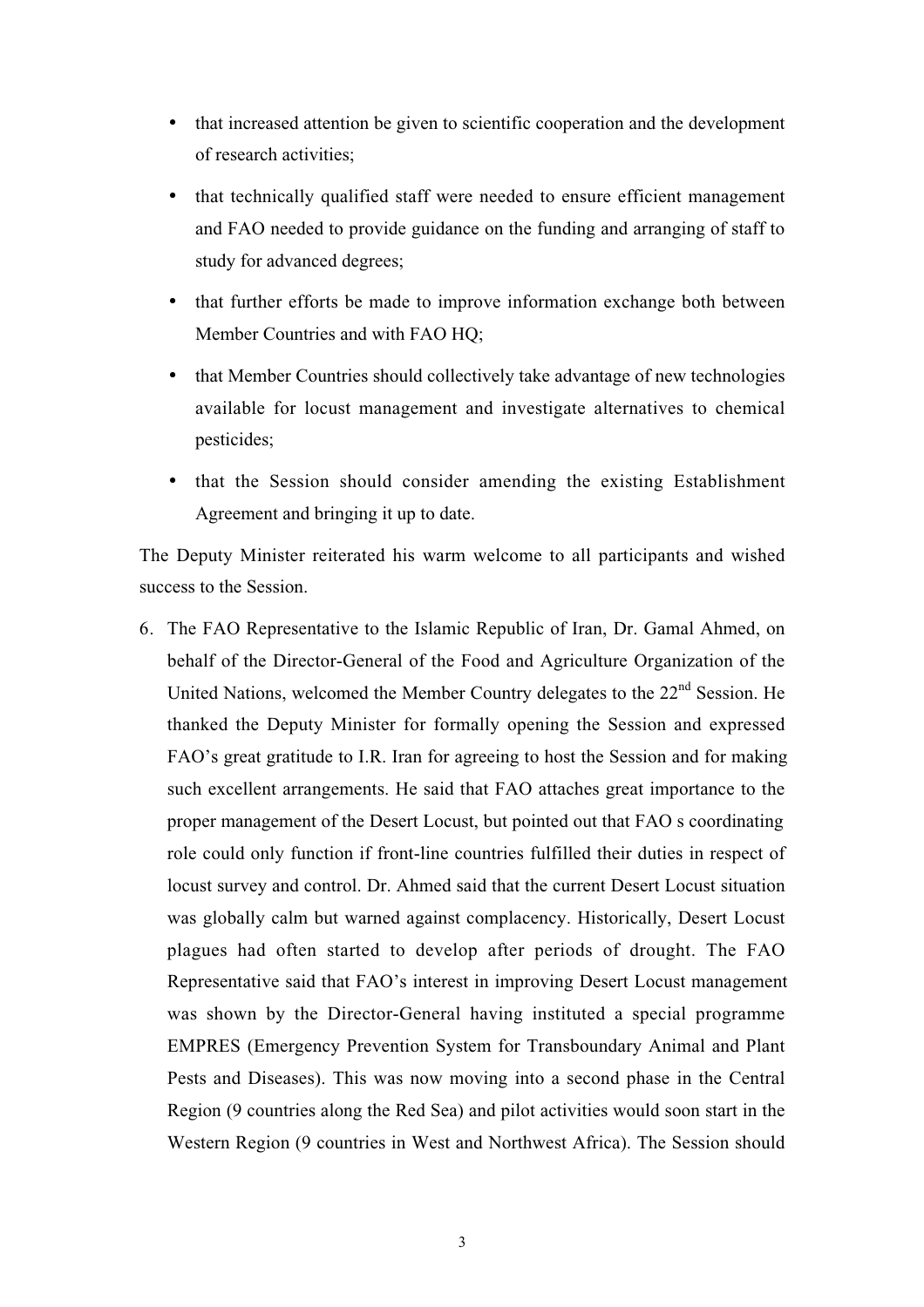- that increased attention be given to scientific cooperation and the development of research activities;
- that technically qualified staff were needed to ensure efficient management and FAO needed to provide guidance on the funding and arranging of staff to study for advanced degrees;
- that further efforts be made to improve information exchange both between Member Countries and with FAO HQ;
- that Member Countries should collectively take advantage of new technologies available for locust management and investigate alternatives to chemical pesticides;
- that the Session should consider amending the existing Establishment Agreement and bringing it up to date.

The Deputy Minister reiterated his warm welcome to all participants and wished success to the Session.

6. The FAO Representative to the Islamic Republic of Iran, Dr. Gamal Ahmed, on behalf of the Director-General of the Food and Agriculture Organization of the United Nations, welcomed the Member Country delegates to the 22nd Session. He thanked the Deputy Minister for formally opening the Session and expressed FAO's great gratitude to I.R. Iran for agreeing to host the Session and for making such excellent arrangements. He said that FAO attaches great importance to the proper management of the Desert Locust, but pointed out that FAO s coordinating role could only function if front-line countries fulfilled their duties in respect of locust survey and control. Dr. Ahmed said that the current Desert Locust situation was globally calm but warned against complacency. Historically, Desert Locust plagues had often started to develop after periods of drought. The FAO Representative said that FAO's interest in improving Desert Locust management was shown by the Director-General having instituted a special programme EMPRES (Emergency Prevention System for Transboundary Animal and Plant Pests and Diseases). This was now moving into a second phase in the Central Region (9 countries along the Red Sea) and pilot activities would soon start in the Western Region (9 countries in West and Northwest Africa). The Session should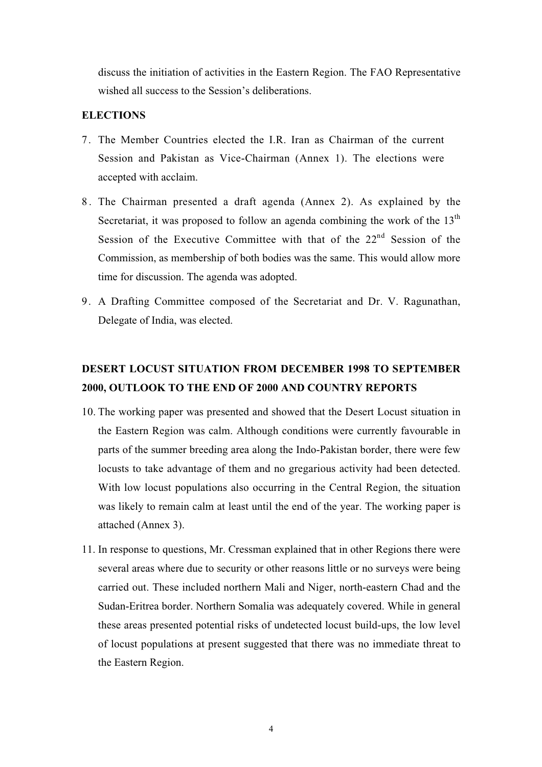discuss the initiation of activities in the Eastern Region. The FAO Representative wished all success to the Session's deliberations.

**ELECTIONS**

7. The Member Countries elected the I.R. Iran as Chairman of the current Session and Pakistan as Vice-Chairman (Annex 1). The elections were accepted with acclaim.

8. The Chairman presented a draft agenda (Annex 2). As explained by the Secretariat, it was proposed to follow an agenda combining the work of the 13th Session of the Executive Committee with that of the 22nd Session of the Commission, as membership of both bodies was the same. This would allow more time for discussion. The agenda was adopted.

9. A Drafting Committee composed of the Secretariat and Dr. V. Ragunathan, Delegate of India, was elected.

**DESERT LOCUST SITUATION FROM DECEMBER 1998 TO SEPTEMBER 2000, OUTLOOK TO THE END OF 2000 AND COUNTRY REPORTS**

10. The working paper was presented and showed that the Desert Locust situation in the Eastern Region was calm. Although conditions were currently favourable in parts of the summer breeding area along the Indo-Pakistan border, there were few locusts to take advantage of them and no gregarious activity had been detected. With low locust populations also occurring in the Central Region, the situation was likely to remain calm at least until the end of the year. The working paper is attached (Annex 3).

11. In response to questions, Mr. Cressman explained that in other Regions there were several areas where due to security or other reasons little or no surveys were being carried out. These included northern Mali and Niger, north-eastern Chad and the Sudan-Eritrea border. Northern Somalia was adequately covered. While in general these areas presented potential risks of undetected locust build-ups, the low level of locust populations at present suggested that there was no immediate threat to the Eastern Region.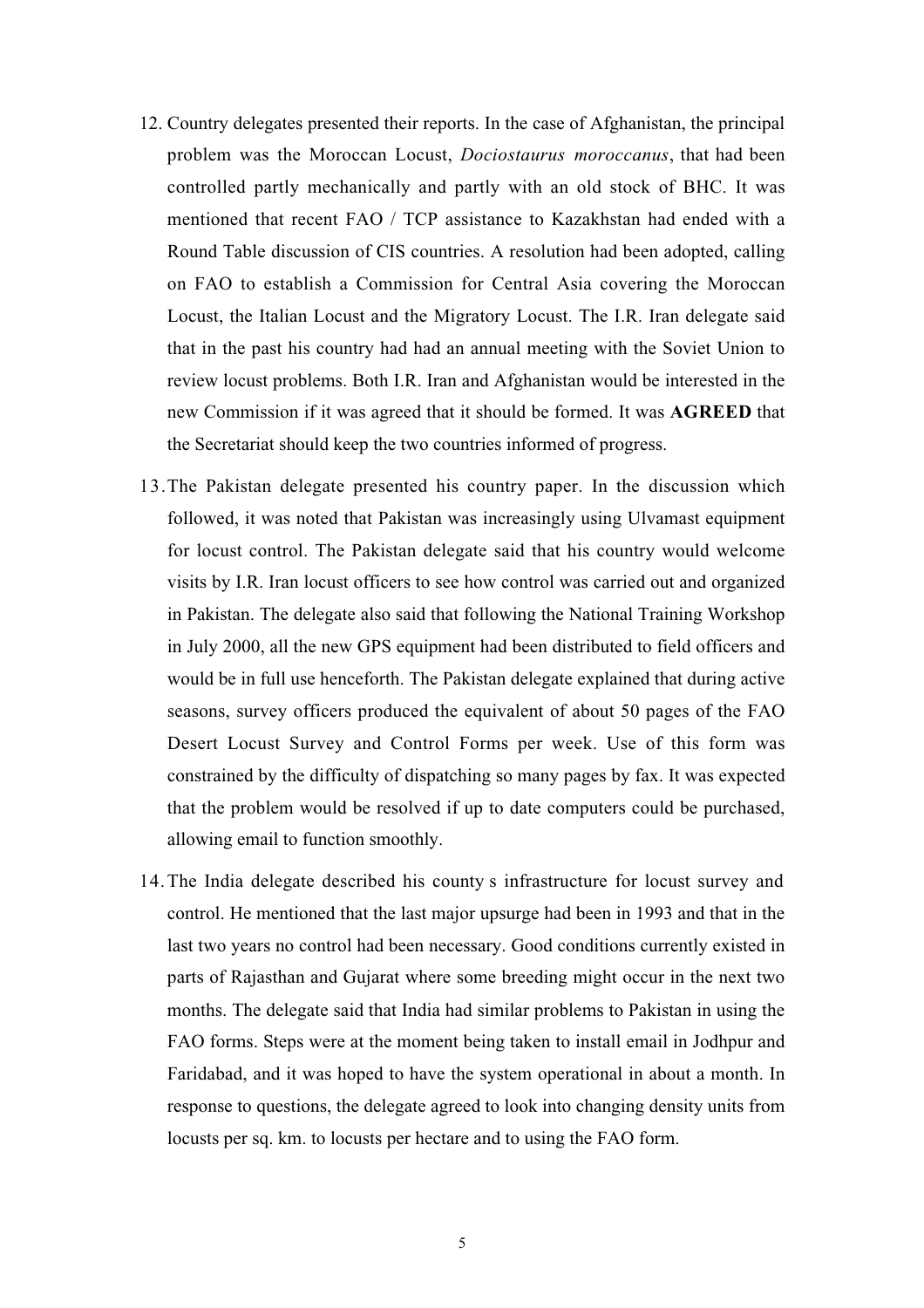12. Country delegates presented their reports. In the case of Afghanistan, the principal problem was the Moroccan Locust, *Dociostaurus moroccanus*, that had been controlled partly mechanically and partly with an old stock of BHC. It was mentioned that recent FAO / TCP assistance to Kazakhstan had ended with a Round Table discussion of CIS countries. A resolution had been adopted, calling on FAO to establish a Commission for Central Asia covering the Moroccan Locust, the Italian Locust and the Migratory Locust. The I.R. Iran delegate said that in the past his country had had an annual meeting with the Soviet Union to review locust problems. Both I.R. Iran and Afghanistan would be interested in the new Commission if it was agreed that it should be formed. It was **AGREED** that the Secretariat should keep the two countries informed of progress.

13. The Pakistan delegate presented his country paper. In the discussion which followed, it was noted that Pakistan was increasingly using Ulvamast equipment for locust control. The Pakistan delegate said that his country would welcome visits by I.R. Iran locust officers to see how control was carried out and organized in Pakistan. The delegate also said that following the National Training Workshop in July 2000, all the new GPS equipment had been distributed to field officers and would be in full use henceforth. The Pakistan delegate explained that during active seasons, survey officers produced the equivalent of about 50 pages of the FAO Desert Locust Survey and Control Forms per week. Use of this form was constrained by the difficulty of dispatching so many pages by fax. It was expected that the problem would be resolved if up to date computers could be purchased, allowing email to function smoothly.

14. The India delegate described his county s infrastructure for locust survey and control. He mentioned that the last major upsurge had been in 1993 and that in the last two years no control had been necessary. Good conditions currently existed in parts of Rajasthan and Gujarat where some breeding might occur in the next two months. The delegate said that India had similar problems to Pakistan in using the FAO forms. Steps were at the moment being taken to install email in Jodhpur and Faridabad, and it was hoped to have the system operational in about a month. In response to questions, the delegate agreed to look into changing density units from locusts per sq. km. to locusts per hectare and to using the FAO form.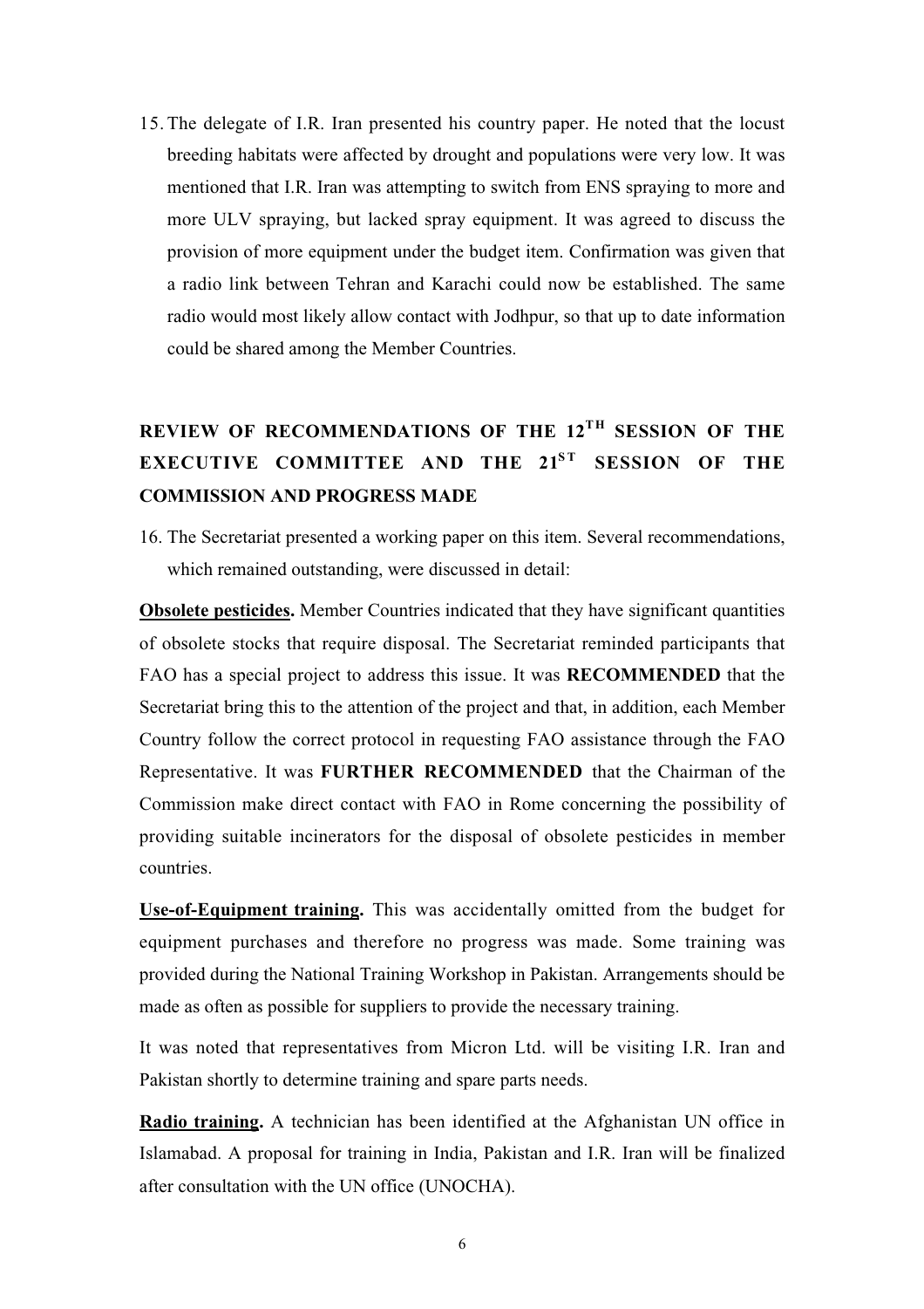15. The delegate of I.R. Iran presented his country paper. He noted that the locust breeding habitats were affected by drought and populations were very low. It was mentioned that I.R. Iran was attempting to switch from ENS spraying to more and more ULV spraying, but lacked spray equipment. It was agreed to discuss the provision of more equipment under the budget item. Confirmation was given that a radio link between Tehran and Karachi could now be established. The same radio would most likely allow contact with Jodhpur, so that up to date information could be shared among the Member Countries.

## REVIEW OF RECOMMENDATIONS OF THE 12TH SESSION OF THE EXECUTIVE COMMITTEE AND THE 21ST SESSION OF THE COMMISSION AND PROGRESS MADE

16. The Secretariat presented a working paper on this item. Several recommendations, which remained outstanding, were discussed in detail:

**Obsolete pesticides.** Member Countries indicated that they have significant quantities of obsolete stocks that require disposal. The Secretariat reminded participants that FAO has a special project to address this issue. It was **RECOMMENDED** that the Secretariat bring this to the attention of the project and that, in addition, each Member Country follow the correct protocol in requesting FAO assistance through the FAO Representative. It was **FURTHER RECOMMENDED** that the Chairman of the Commission make direct contact with FAO in Rome concerning the possibility of providing suitable incinerators for the disposal of obsolete pesticides in member countries.

**Use-of-Equipment training.** This was accidentally omitted from the budget for equipment purchases and therefore no progress was made. Some training was provided during the National Training Workshop in Pakistan. Arrangements should be made as often as possible for suppliers to provide the necessary training.

It was noted that representatives from Micron Ltd. will be visiting I.R. Iran and Pakistan shortly to determine training and spare parts needs.

**Radio training.** A technician has been identified at the Afghanistan UN office in Islamabad. A proposal for training in India, Pakistan and I.R. Iran will be finalized after consultation with the UN office (UNOCHA).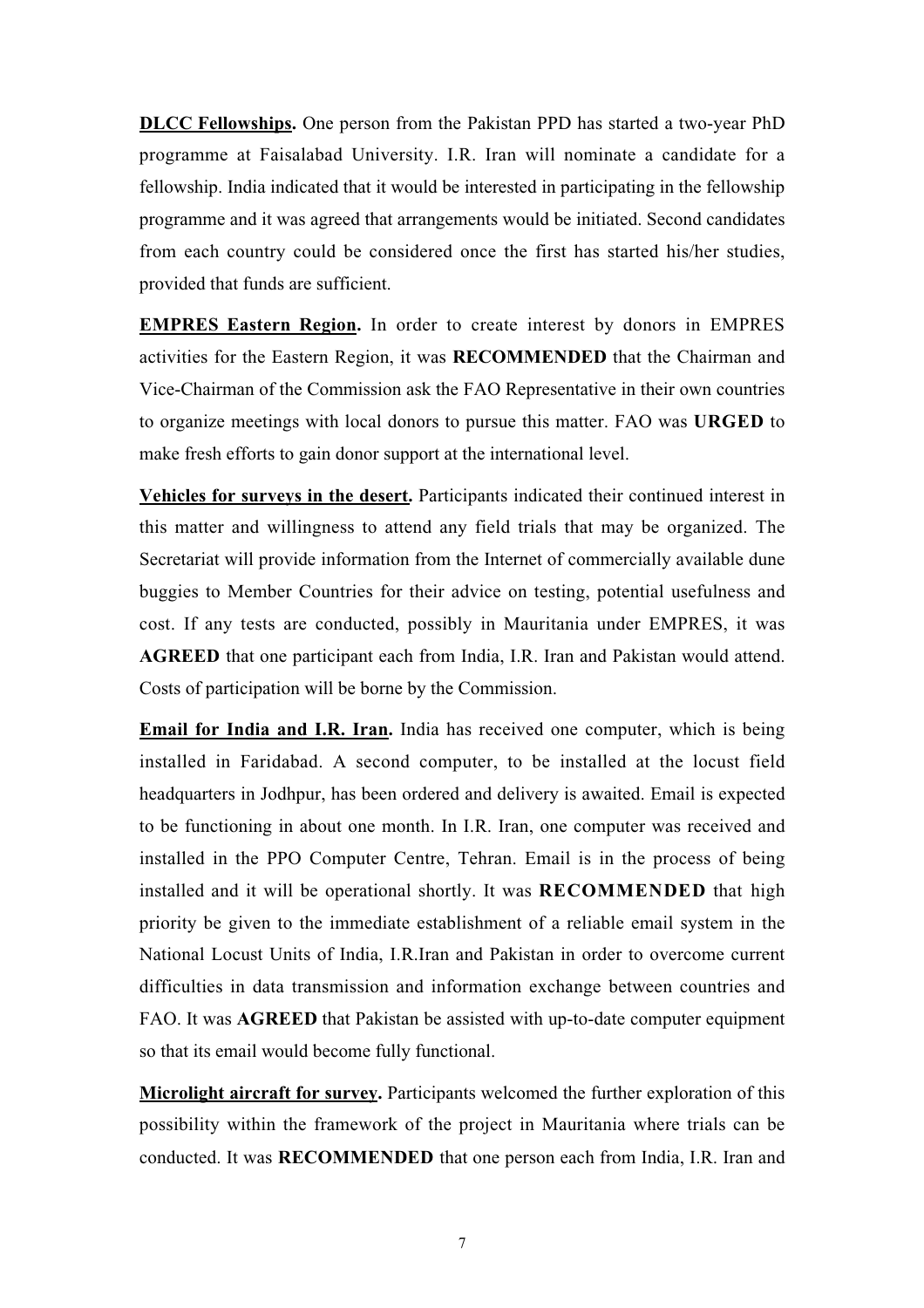**DLCC Fellowships.** One person from the Pakistan PPD has started a two-year PhD programme at Faisalabad University. I.R. Iran will nominate a candidate for a fellowship. India indicated that it would be interested in participating in the fellowship programme and it was agreed that arrangements would be initiated. Second candidates from each country could be considered once the first has started his/her studies, provided that funds are sufficient.

**EMPRES Eastern Region.** In order to create interest by donors in EMPRES activities for the Eastern Region, it was **RECOMMENDED** that the Chairman and Vice-Chairman of the Commission ask the FAO Representative in their own countries to organize meetings with local donors to pursue this matter. FAO was **URGED** to make fresh efforts to gain donor support at the international level.

**Vehicles for surveys in the desert.** Participants indicated their continued interest in this matter and willingness to attend any field trials that may be organized. The Secretariat will provide information from the Internet of commercially available dune buggies to Member Countries for their advice on testing, potential usefulness and cost. If any tests are conducted, possibly in Mauritania under EMPRES, it was **AGREED** that one participant each from India, I.R. Iran and Pakistan would attend. Costs of participation will be borne by the Commission.

**Email for India and I.R. Iran.** India has received one computer, which is being installed in Faridabad. A second computer, to be installed at the locust field headquarters in Jodhpur, has been ordered and delivery is awaited. Email is expected to be functioning in about one month. In I.R. Iran, one computer was received and installed in the PPO Computer Centre, Tehran. Email is in the process of being installed and it will be operational shortly. It was **RECOMMENDED** that high priority be given to the immediate establishment of a reliable email system in the National Locust Units of India, I.R.Iran and Pakistan in order to overcome current difficulties in data transmission and information exchange between countries and FAO. It was **AGREED** that Pakistan be assisted with up-to-date computer equipment so that its email would become fully functional.

**Microlight aircraft for survey.** Participants welcomed the further exploration of this possibility within the framework of the project in Mauritania where trials can be conducted. It was **RECOMMENDED** that one person each from India, I.R. Iran and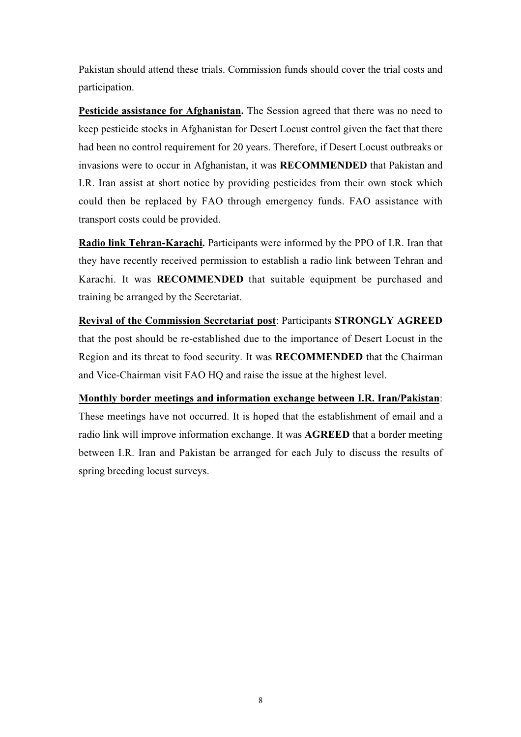Pakistan should attend these trials. Commission funds should cover the trial costs and participation.

**Pesticide assistance for Afghanistan.** The Session agreed that there was no need to keep pesticide stocks in Afghanistan for Desert Locust control given the fact that there had been no control requirement for 20 years. Therefore, if Desert Locust outbreaks or invasions were to occur in Afghanistan, it was **RECOMMENDED** that Pakistan and I.R. Iran assist at short notice by providing pesticides from their own stock which could then be replaced by FAO through emergency funds. FAO assistance with transport costs could be provided.

**Radio link Tehran-Karachi.** Participants were informed by the PPO of I.R. Iran that they have recently received permission to establish a radio link between Tehran and Karachi. It was **RECOMMENDED** that suitable equipment be purchased and training be arranged by the Secretariat.

**Revival of the Commission Secretariat post**: Participants **STRONGLY AGREED** that the post should be re-established due to the importance of Desert Locust in the Region and its threat to food security. It was **RECOMMENDED** that the Chairman and Vice-Chairman visit FAO HQ and raise the issue at the highest level.

**Monthly border meetings and information exchange between I.R. Iran/Pakistan**: These meetings have not occurred. It is hoped that the establishment of email and a radio link will improve information exchange. It was **AGREED** that a border meeting between I.R. Iran and Pakistan be arranged for each July to discuss the results of spring breeding locust surveys.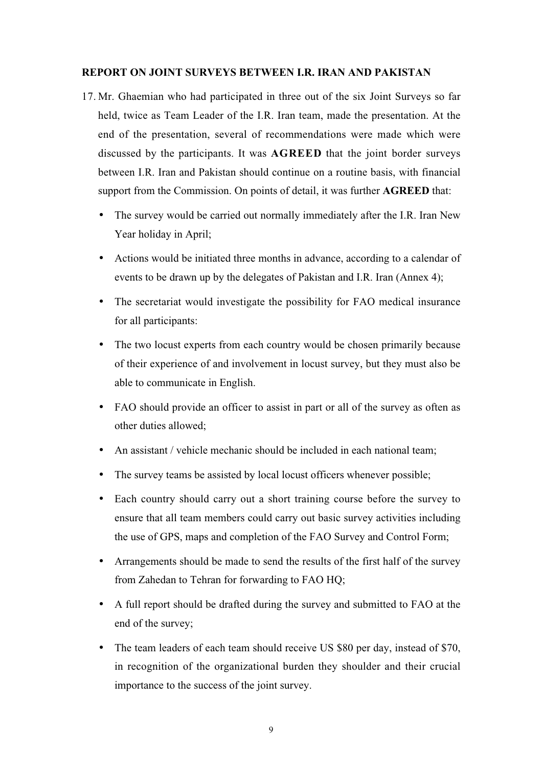## REPORT ON JOINT SURVEYS BETWEEN I.R. IRAN AND PAKISTAN

17. Mr. Ghaemian who had participated in three out of the six Joint Surveys so far held, twice as Team Leader of the I.R. Iran team, made the presentation. At the end of the presentation, several of recommendations were made which were discussed by the participants. It was **AGREED** that the joint border surveys between I.R. Iran and Pakistan should continue on a routine basis, with financial support from the Commission. On points of detail, it was further **AGREED** that:

    - The survey would be carried out normally immediately after the I.R. Iran New Year holiday in April;
    - Actions would be initiated three months in advance, according to a calendar of events to be drawn up by the delegates of Pakistan and I.R. Iran (Annex 4);
    - The secretariat would investigate the possibility for FAO medical insurance for all participants:
    - The two locust experts from each country would be chosen primarily because of their experience of and involvement in locust survey, but they must also be able to communicate in English.
    - FAO should provide an officer to assist in part or all of the survey as often as other duties allowed;
    - An assistant / vehicle mechanic should be included in each national team;
    - The survey teams be assisted by local locust officers whenever possible;
    - Each country should carry out a short training course before the survey to ensure that all team members could carry out basic survey activities including the use of GPS, maps and completion of the FAO Survey and Control Form;
    - Arrangements should be made to send the results of the first half of the survey from Zahedan to Tehran for forwarding to FAO HQ;
    - A full report should be drafted during the survey and submitted to FAO at the end of the survey;
    - The team leaders of each team should receive US $80 per day, instead of $70, in recognition of the organizational burden they shoulder and their crucial importance to the success of the joint survey.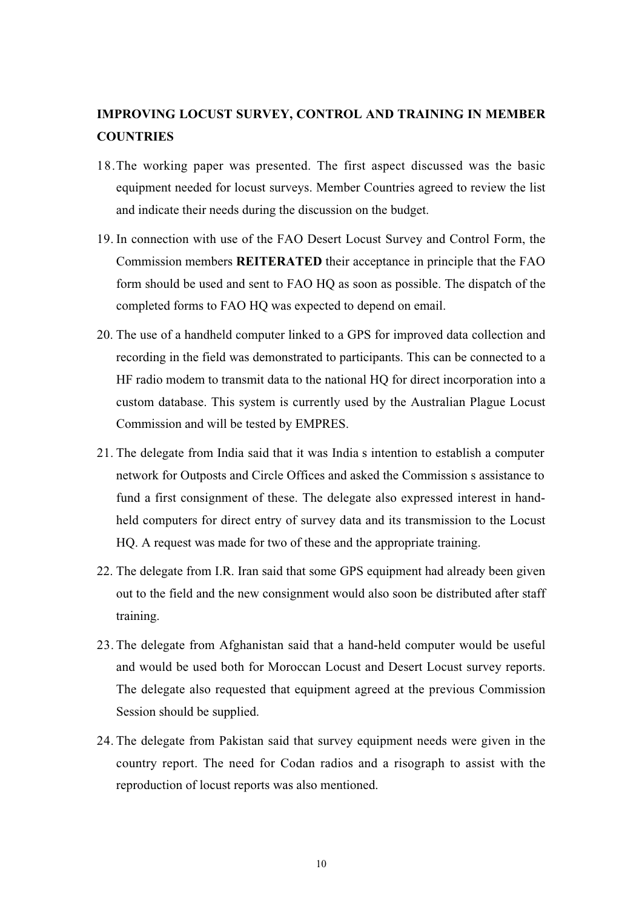**IMPROVING LOCUST SURVEY, CONTROL AND TRAINING IN MEMBER COUNTRIES**

18. The working paper was presented. The first aspect discussed was the basic equipment needed for locust surveys. Member Countries agreed to review the list and indicate their needs during the discussion on the budget.

19. In connection with use of the FAO Desert Locust Survey and Control Form, the Commission members **REITERATED** their acceptance in principle that the FAO form should be used and sent to FAO HQ as soon as possible. The dispatch of the completed forms to FAO HQ was expected to depend on email.

20. The use of a handheld computer linked to a GPS for improved data collection and recording in the field was demonstrated to participants. This can be connected to a HF radio modem to transmit data to the national HQ for direct incorporation into a custom database. This system is currently used by the Australian Plague Locust Commission and will be tested by EMPRES.

21. The delegate from India said that it was India s intention to establish a computer network for Outposts and Circle Offices and asked the Commission s assistance to fund a first consignment of these. The delegate also expressed interest in hand-held computers for direct entry of survey data and its transmission to the Locust HQ. A request was made for two of these and the appropriate training.

22. The delegate from I.R. Iran said that some GPS equipment had already been given out to the field and the new consignment would also soon be distributed after staff training.

23. The delegate from Afghanistan said that a hand-held computer would be useful and would be used both for Moroccan Locust and Desert Locust survey reports. The delegate also requested that equipment agreed at the previous Commission Session should be supplied.

24. The delegate from Pakistan said that survey equipment needs were given in the country report. The need for Codan radios and a risograph to assist with the reproduction of locust reports was also mentioned.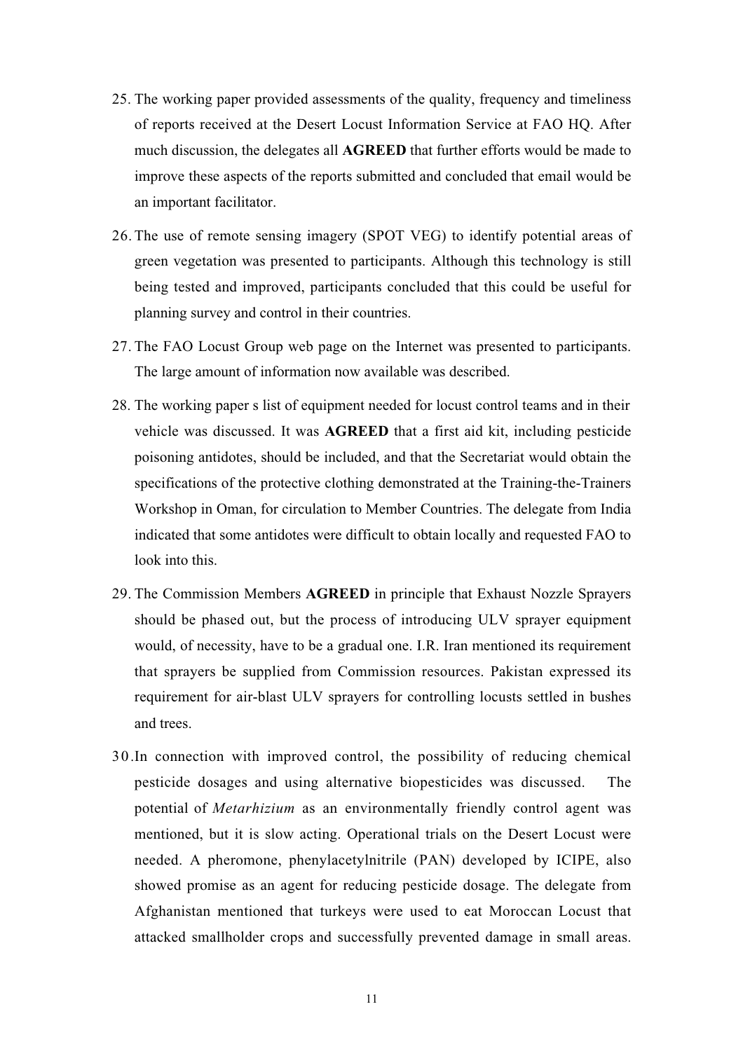25. The working paper provided assessments of the quality, frequency and timeliness of reports received at the Desert Locust Information Service at FAO HQ. After much discussion, the delegates all **AGREED** that further efforts would be made to improve these aspects of the reports submitted and concluded that email would be an important facilitator.

26. The use of remote sensing imagery (SPOT VEG) to identify potential areas of green vegetation was presented to participants. Although this technology is still being tested and improved, participants concluded that this could be useful for planning survey and control in their countries.

27. The FAO Locust Group web page on the Internet was presented to participants. The large amount of information now available was described.

28. The working paper s list of equipment needed for locust control teams and in their vehicle was discussed. It was **AGREED** that a first aid kit, including pesticide poisoning antidotes, should be included, and that the Secretariat would obtain the specifications of the protective clothing demonstrated at the Training-the-Trainers Workshop in Oman, for circulation to Member Countries. The delegate from India indicated that some antidotes were difficult to obtain locally and requested FAO to look into this.

29. The Commission Members **AGREED** in principle that Exhaust Nozzle Sprayers should be phased out, but the process of introducing ULV sprayer equipment would, of necessity, have to be a gradual one. I.R. Iran mentioned its requirement that sprayers be supplied from Commission resources. Pakistan expressed its requirement for air-blast ULV sprayers for controlling locusts settled in bushes and trees.

30. In connection with improved control, the possibility of reducing chemical pesticide dosages and using alternative biopesticides was discussed. The potential of *Metarhizium* as an environmentally friendly control agent was mentioned, but it is slow acting. Operational trials on the Desert Locust were needed. A pheromone, phenylacetylnitrile (PAN) developed by ICIPE, also showed promise as an agent for reducing pesticide dosage. The delegate from Afghanistan mentioned that turkeys were used to eat Moroccan Locust that attacked smallholder crops and successfully prevented damage in small areas.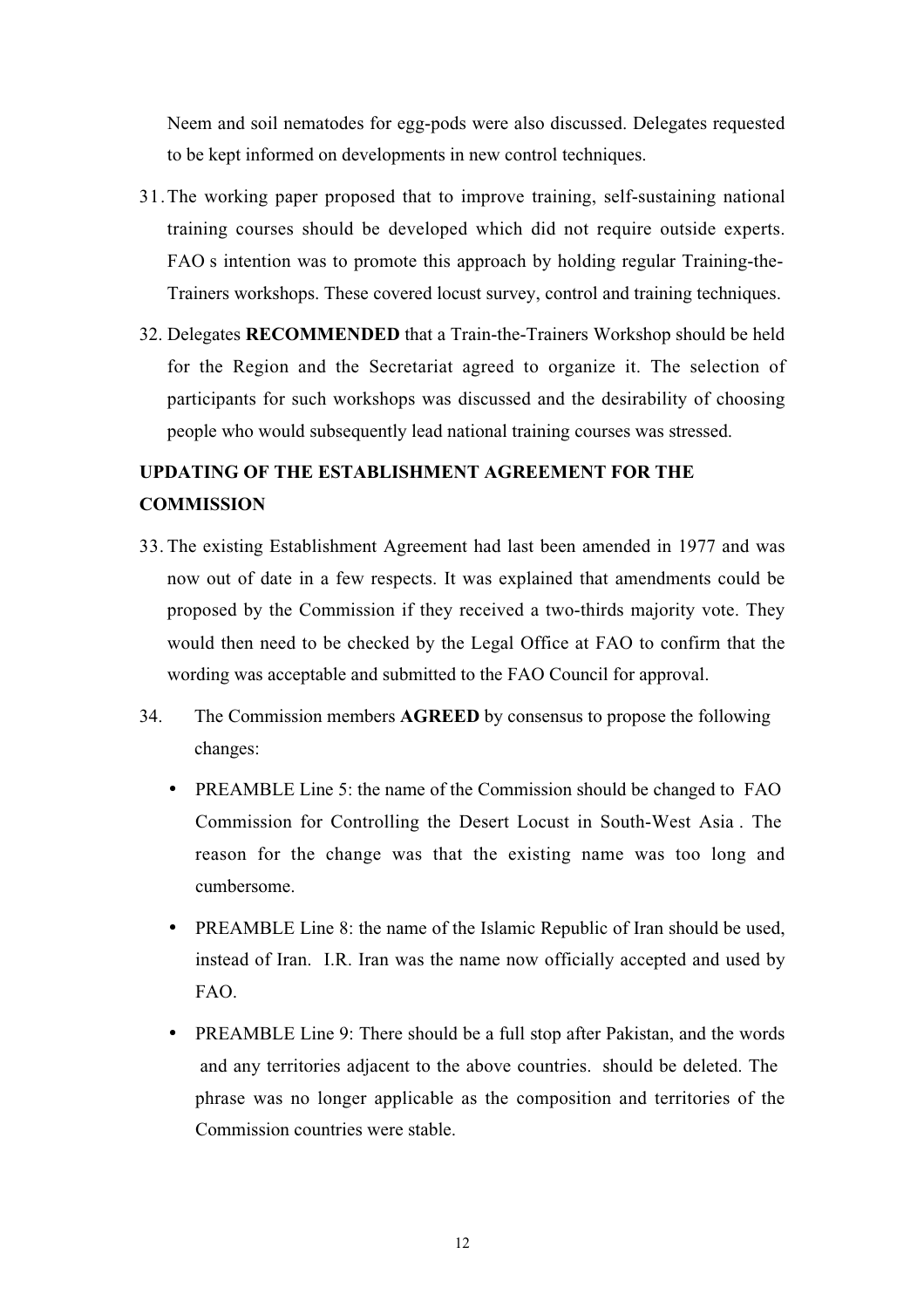Neem and soil nematodes for egg-pods were also discussed. Delegates requested to be kept informed on developments in new control techniques.

31. The working paper proposed that to improve training, self-sustaining national training courses should be developed which did not require outside experts. FAO s intention was to promote this approach by holding regular Training-the-Trainers workshops. These covered locust survey, control and training techniques.

32. Delegates **RECOMMENDED** that a Train-the-Trainers Workshop should be held for the Region and the Secretariat agreed to organize it. The selection of participants for such workshops was discussed and the desirability of choosing people who would subsequently lead national training courses was stressed.

## UPDATING OF THE ESTABLISHMENT AGREEMENT FOR THE COMMISSION

33. The existing Establishment Agreement had last been amended in 1977 and was now out of date in a few respects. It was explained that amendments could be proposed by the Commission if they received a two-thirds majority vote. They would then need to be checked by the Legal Office at FAO to confirm that the wording was acceptable and submitted to the FAO Council for approval.

34. The Commission members **AGREED** by consensus to propose the following changes:

- PREAMBLE Line 5: the name of the Commission should be changed to FAO Commission for Controlling the Desert Locust in South-West Asia . The reason for the change was that the existing name was too long and cumbersome.
- PREAMBLE Line 8: the name of the Islamic Republic of Iran should be used, instead of Iran. I.R. Iran was the name now officially accepted and used by FAO.
- PREAMBLE Line 9: There should be a full stop after Pakistan, and the words and any territories adjacent to the above countries. should be deleted. The phrase was no longer applicable as the composition and territories of the Commission countries were stable.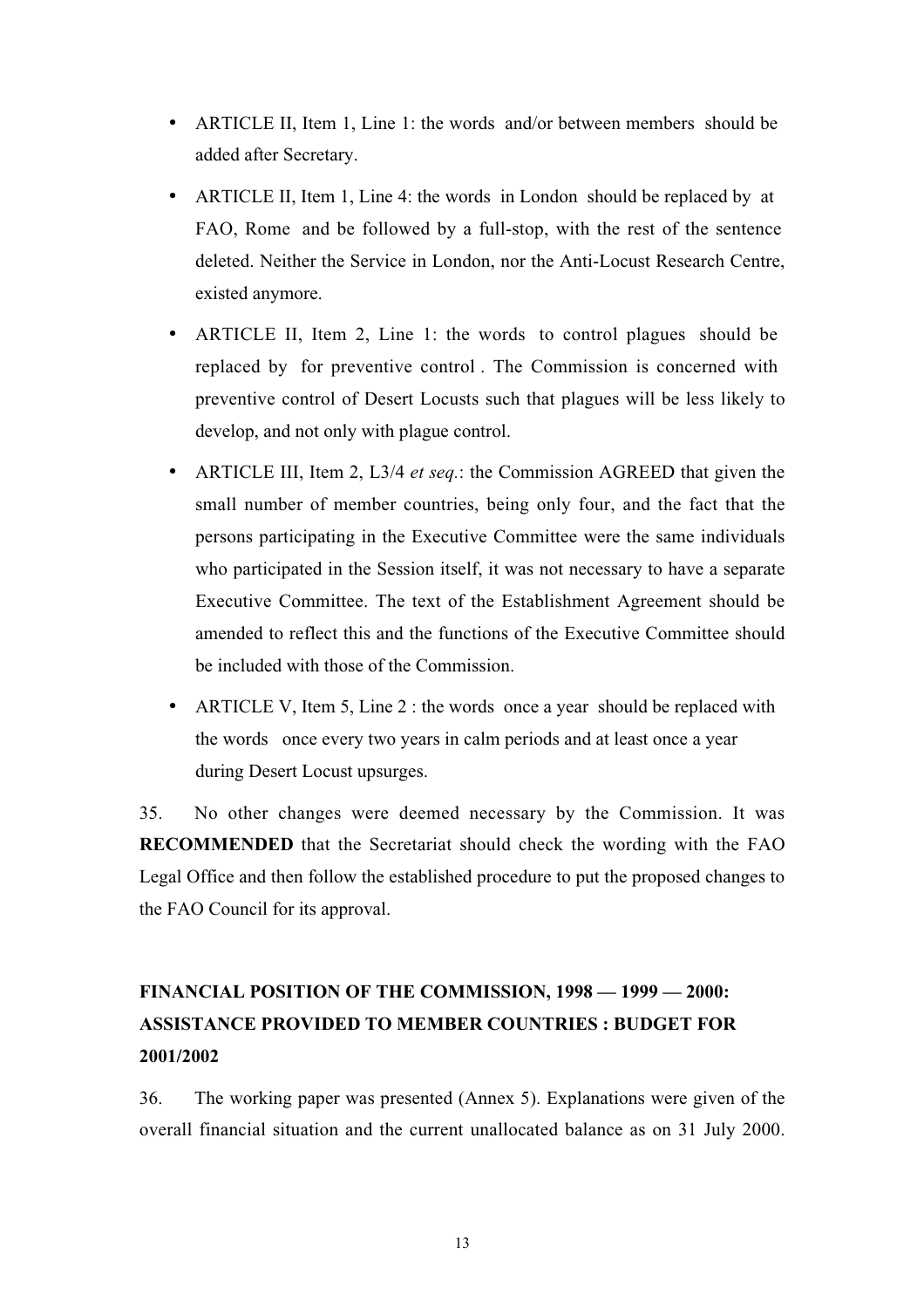- ARTICLE II, Item 1, Line 1: the words and/or between members should be added after Secretary.
- ARTICLE II, Item 1, Line 4: the words in London should be replaced by at FAO, Rome and be followed by a full-stop, with the rest of the sentence deleted. Neither the Service in London, nor the Anti-Locust Research Centre, existed anymore.
- ARTICLE II, Item 2, Line 1: the words to control plagues should be replaced by for preventive control . The Commission is concerned with preventive control of Desert Locusts such that plagues will be less likely to develop, and not only with plague control.
- ARTICLE III, Item 2, L3/4 *et seq.*: the Commission AGREED that given the small number of member countries, being only four, and the fact that the persons participating in the Executive Committee were the same individuals who participated in the Session itself, it was not necessary to have a separate Executive Committee. The text of the Establishment Agreement should be amended to reflect this and the functions of the Executive Committee should be included with those of the Commission.
- ARTICLE V, Item 5, Line 2 : the words once a year should be replaced with the words once every two years in calm periods and at least once a year during Desert Locust upsurges.

35. No other changes were deemed necessary by the Commission. It was **RECOMMENDED** that the Secretariat should check the wording with the FAO Legal Office and then follow the established procedure to put the proposed changes to the FAO Council for its approval.

## FINANCIAL POSITION OF THE COMMISSION, 1998 — 1999 — 2000: ASSISTANCE PROVIDED TO MEMBER COUNTRIES : BUDGET FOR 2001/2002

36. The working paper was presented (Annex 5). Explanations were given of the overall financial situation and the current unallocated balance as on 31 July 2000.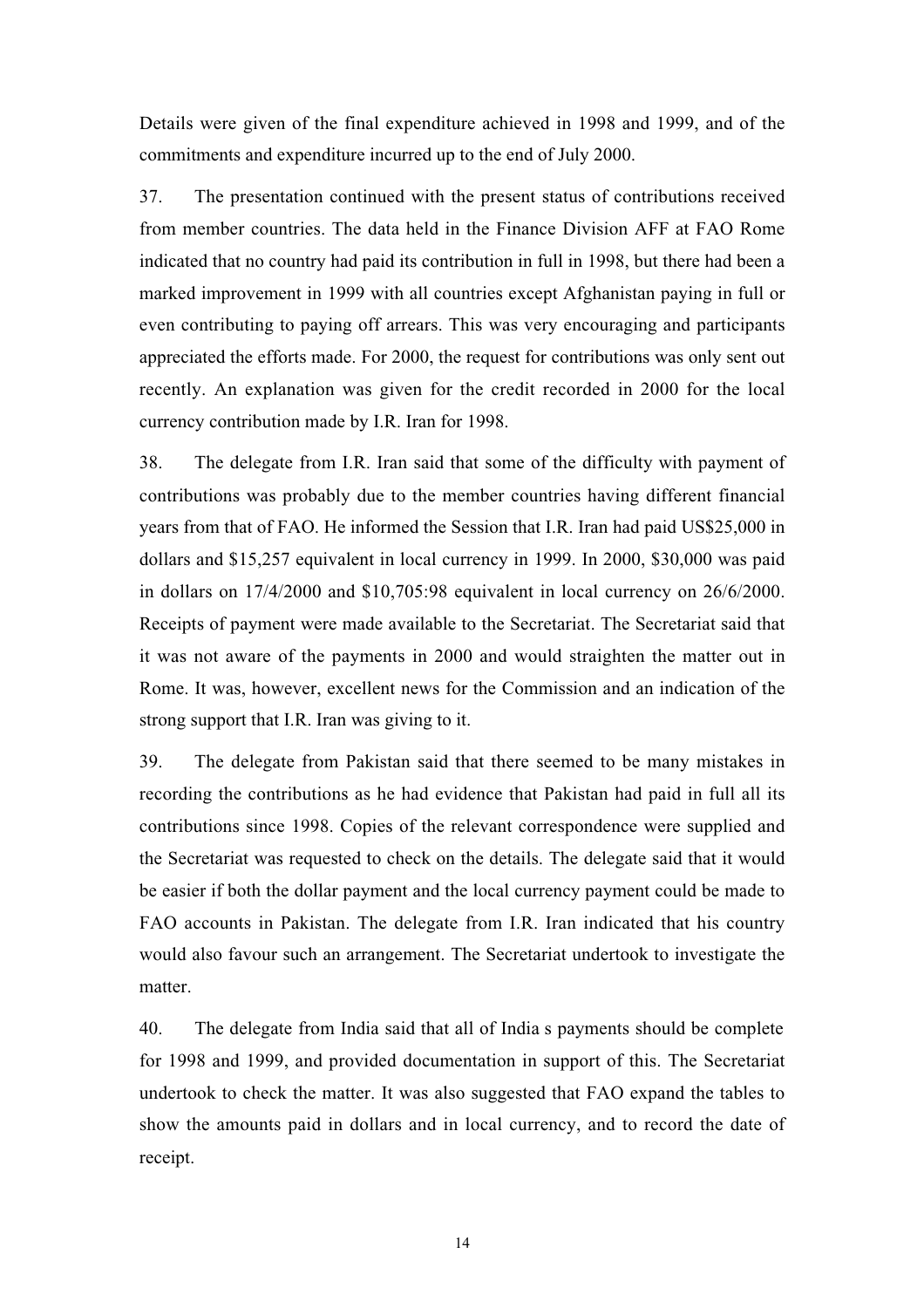Details were given of the final expenditure achieved in 1998 and 1999, and of the commitments and expenditure incurred up to the end of July 2000.

37. The presentation continued with the present status of contributions received from member countries. The data held in the Finance Division AFF at FAO Rome indicated that no country had paid its contribution in full in 1998, but there had been a marked improvement in 1999 with all countries except Afghanistan paying in full or even contributing to paying off arrears. This was very encouraging and participants appreciated the efforts made. For 2000, the request for contributions was only sent out recently. An explanation was given for the credit recorded in 2000 for the local currency contribution made by I.R. Iran for 1998.

38. The delegate from I.R. Iran said that some of the difficulty with payment of contributions was probably due to the member countries having different financial years from that of FAO. He informed the Session that I.R. Iran had paid US$25,000 in dollars and $15,257 equivalent in local currency in 1999. In 2000, $30,000 was paid in dollars on 17/4/2000 and $10,705:98 equivalent in local currency on 26/6/2000. Receipts of payment were made available to the Secretariat. The Secretariat said that it was not aware of the payments in 2000 and would straighten the matter out in Rome. It was, however, excellent news for the Commission and an indication of the strong support that I.R. Iran was giving to it.

39. The delegate from Pakistan said that there seemed to be many mistakes in recording the contributions as he had evidence that Pakistan had paid in full all its contributions since 1998. Copies of the relevant correspondence were supplied and the Secretariat was requested to check on the details. The delegate said that it would be easier if both the dollar payment and the local currency payment could be made to FAO accounts in Pakistan. The delegate from I.R. Iran indicated that his country would also favour such an arrangement. The Secretariat undertook to investigate the matter.

40. The delegate from India said that all of India s payments should be complete for 1998 and 1999, and provided documentation in support of this. The Secretariat undertook to check the matter. It was also suggested that FAO expand the tables to show the amounts paid in dollars and in local currency, and to record the date of receipt.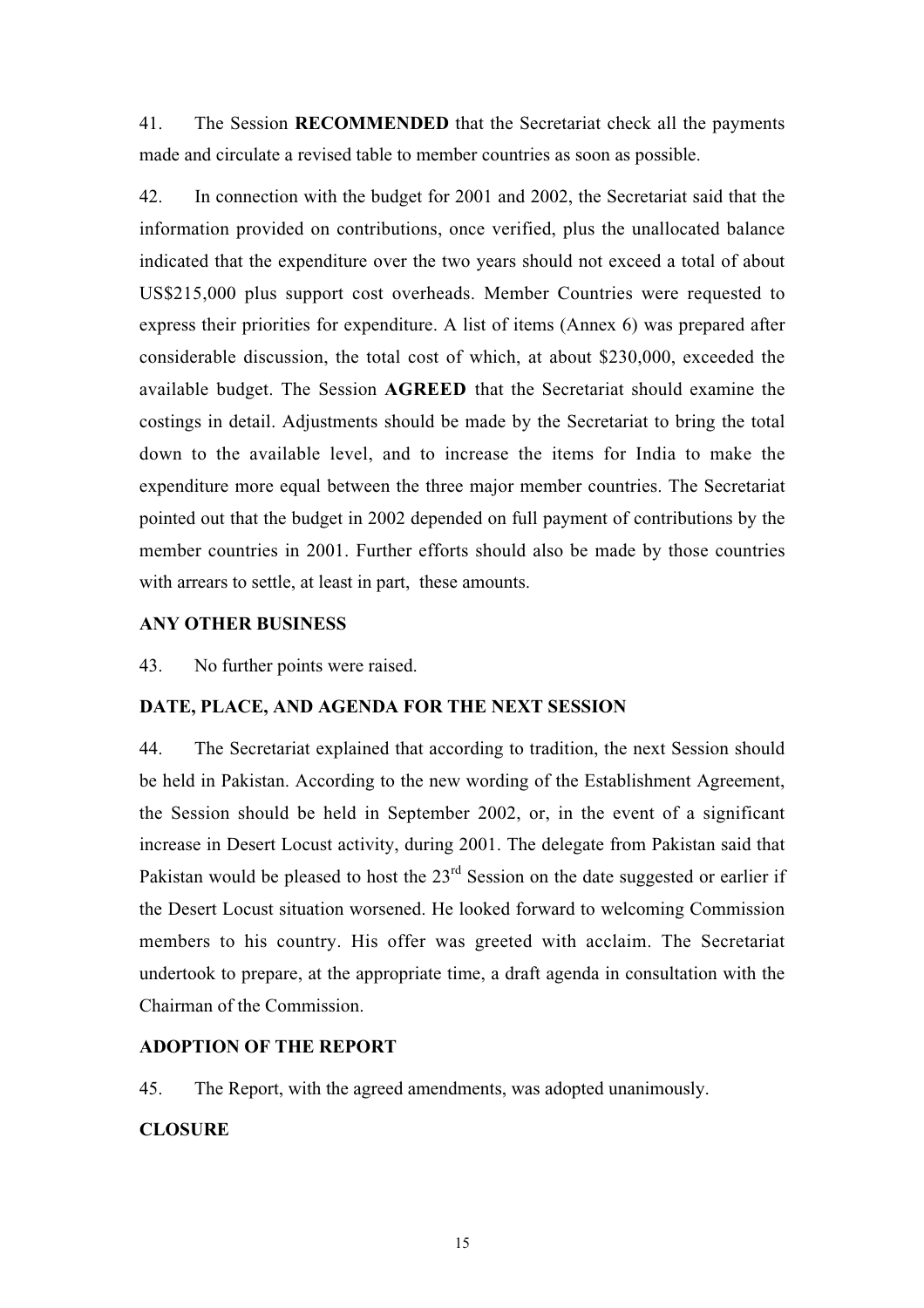41. The Session **RECOMMENDED** that the Secretariat check all the payments made and circulate a revised table to member countries as soon as possible.

42. In connection with the budget for 2001 and 2002, the Secretariat said that the information provided on contributions, once verified, plus the unallocated balance indicated that the expenditure over the two years should not exceed a total of about US$215,000 plus support cost overheads. Member Countries were requested to express their priorities for expenditure. A list of items (Annex 6) was prepared after considerable discussion, the total cost of which, at about $230,000, exceeded the available budget. The Session **AGREED** that the Secretariat should examine the costings in detail. Adjustments should be made by the Secretariat to bring the total down to the available level, and to increase the items for India to make the expenditure more equal between the three major member countries. The Secretariat pointed out that the budget in 2002 depended on full payment of contributions by the member countries in 2001. Further efforts should also be made by those countries with arrears to settle, at least in part, these amounts.

## ANY OTHER BUSINESS

43. No further points were raised.

## DATE, PLACE, AND AGENDA FOR THE NEXT SESSION

44. The Secretariat explained that according to tradition, the next Session should be held in Pakistan. According to the new wording of the Establishment Agreement, the Session should be held in September 2002, or, in the event of a significant increase in Desert Locust activity, during 2001. The delegate from Pakistan said that Pakistan would be pleased to host the 23rd Session on the date suggested or earlier if the Desert Locust situation worsened. He looked forward to welcoming Commission members to his country. His offer was greeted with acclaim. The Secretariat undertook to prepare, at the appropriate time, a draft agenda in consultation with the Chairman of the Commission.

## ADOPTION OF THE REPORT

45. The Report, with the agreed amendments, was adopted unanimously.

## CLOSURE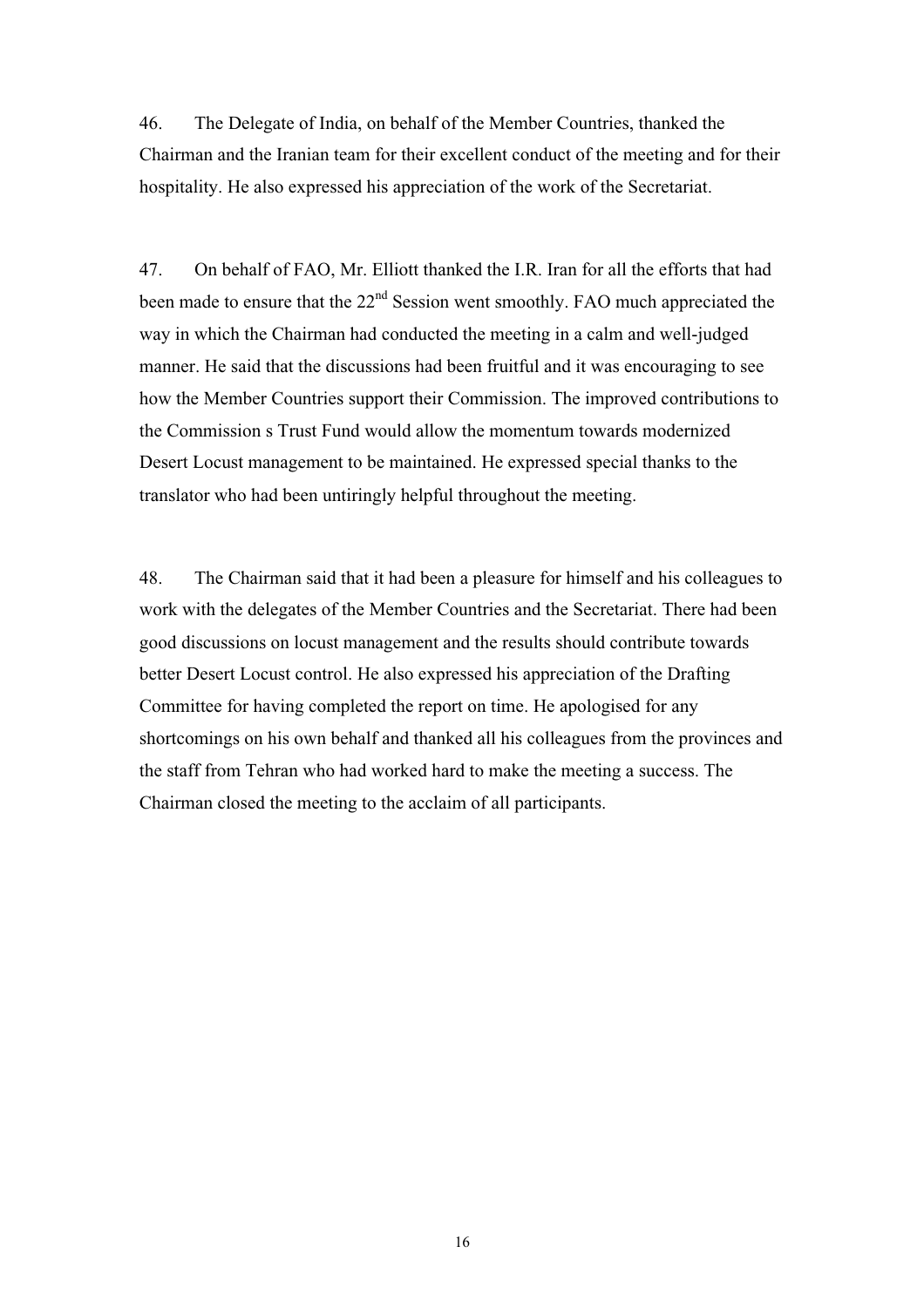46. The Delegate of India, on behalf of the Member Countries, thanked the Chairman and the Iranian team for their excellent conduct of the meeting and for their hospitality. He also expressed his appreciation of the work of the Secretariat.

47. On behalf of FAO, Mr. Elliott thanked the I.R. Iran for all the efforts that had been made to ensure that the 22nd Session went smoothly. FAO much appreciated the way in which the Chairman had conducted the meeting in a calm and well-judged manner. He said that the discussions had been fruitful and it was encouraging to see how the Member Countries support their Commission. The improved contributions to the Commission s Trust Fund would allow the momentum towards modernized Desert Locust management to be maintained. He expressed special thanks to the translator who had been untiringly helpful throughout the meeting.

48. The Chairman said that it had been a pleasure for himself and his colleagues to work with the delegates of the Member Countries and the Secretariat. There had been good discussions on locust management and the results should contribute towards better Desert Locust control. He also expressed his appreciation of the Drafting Committee for having completed the report on time. He apologised for any shortcomings on his own behalf and thanked all his colleagues from the provinces and the staff from Tehran who had worked hard to make the meeting a success. The Chairman closed the meeting to the acclaim of all participants.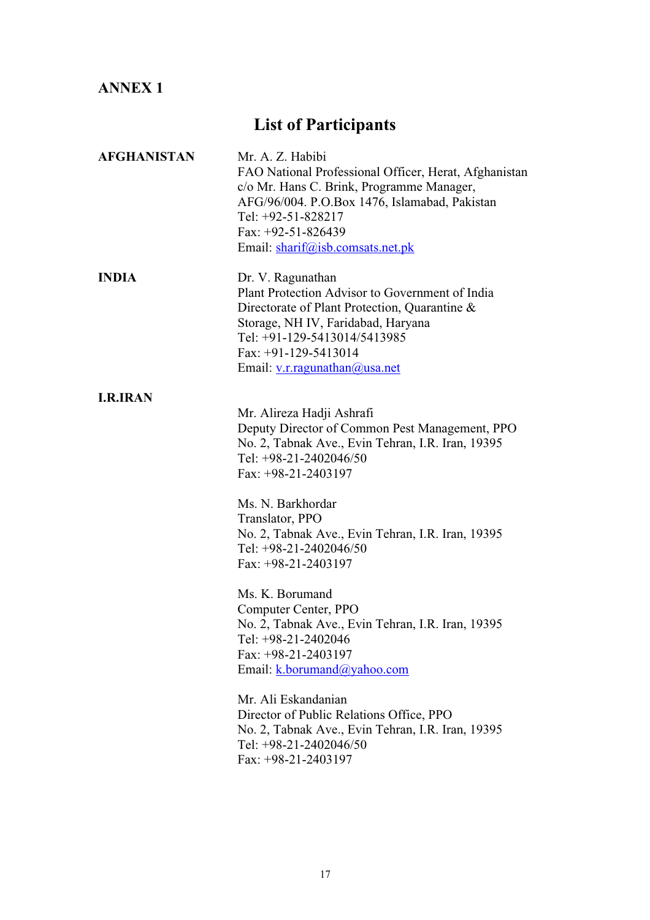**ANNEX 1**

# List of Participants

**AFGHANISTAN**

Mr. A. Z. Habibi
FAO National Professional Officer, Herat, Afghanistan
c/o Mr. Hans C. Brink, Programme Manager,
AFG/96/004. P.O.Box 1476, Islamabad, Pakistan
Tel: +92-51-828217
Fax: +92-51-826439
Email: sharif@isb.comsats.net.pk

**INDIA**

Dr. V. Ragunathan
Plant Protection Advisor to Government of India
Directorate of Plant Protection, Quarantine &
Storage, NH IV, Faridabad, Haryana
Tel: +91-129-5413014/5413985
Fax: +91-129-5413014
Email: v.r.ragunathan@usa.net

**I.R.IRAN**

Mr. Alireza Hadji Ashrafi
Deputy Director of Common Pest Management, PPO
No. 2, Tabnak Ave., Evin Tehran, I.R. Iran, 19395
Tel: +98-21-2402046/50
Fax: +98-21-2403197

Ms. N. Barkhordar
Translator, PPO
No. 2, Tabnak Ave., Evin Tehran, I.R. Iran, 19395
Tel: +98-21-2402046/50
Fax: +98-21-2403197

Ms. K. Borumand
Computer Center, PPO
No. 2, Tabnak Ave., Evin Tehran, I.R. Iran, 19395
Tel: +98-21-2402046
Fax: +98-21-2403197
Email: k.borumand@yahoo.com

Mr. Ali Eskandanian
Director of Public Relations Office, PPO
No. 2, Tabnak Ave., Evin Tehran, I.R. Iran, 19395
Tel: +98-21-2402046/50
Fax: +98-21-2403197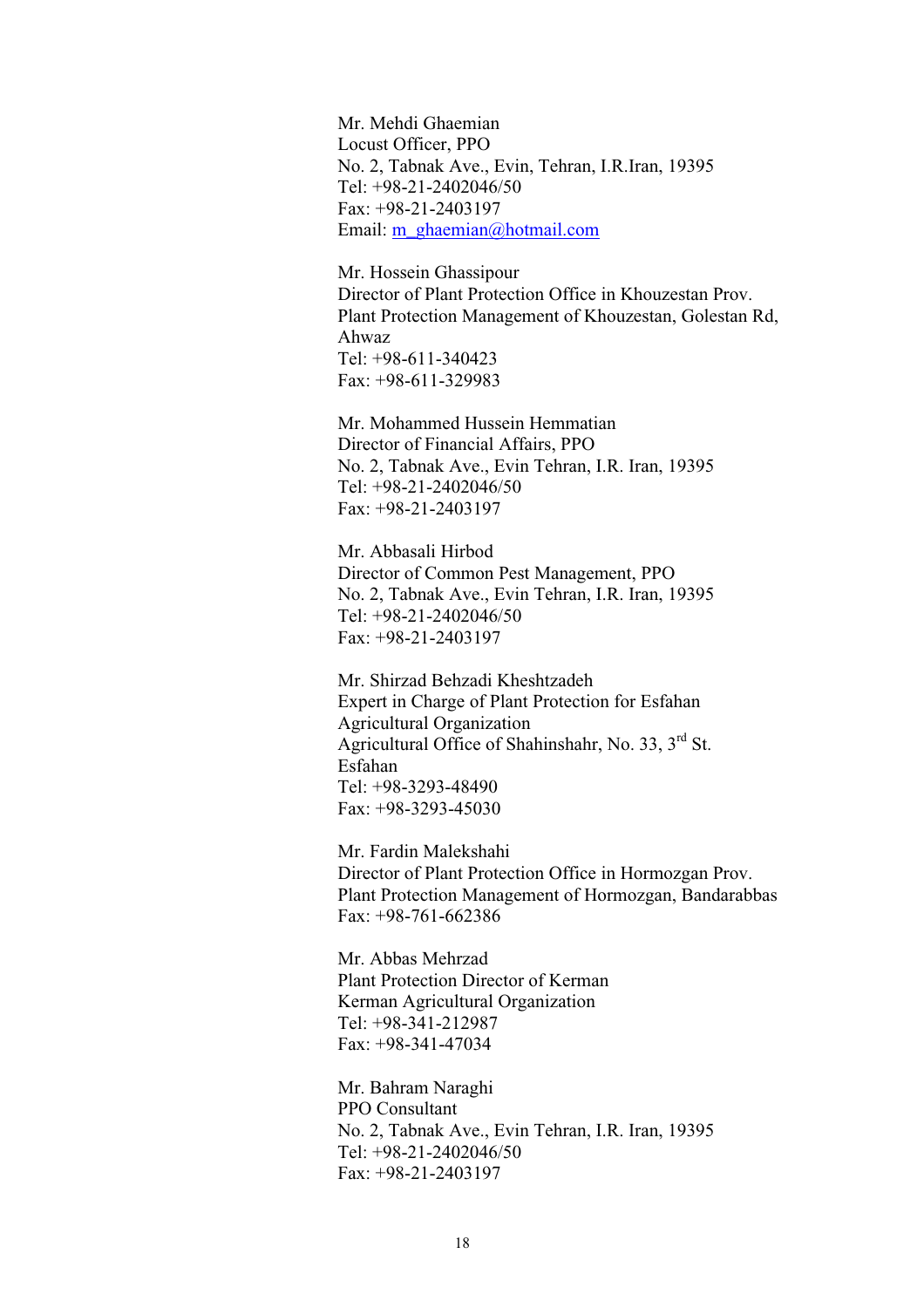Mr. Mehdi Ghaemian
Locust Officer, PPO
No. 2, Tabnak Ave., Evin, Tehran, I.R.Iran, 19395
Tel: +98-21-2402046/50
Fax: +98-21-2403197
Email: m_ghaemian@hotmail.com

Mr. Hossein Ghassipour
Director of Plant Protection Office in Khouzestan Prov.
Plant Protection Management of Khouzestan, Golestan Rd, Ahwaz
Tel: +98-611-340423
Fax: +98-611-329983

Mr. Mohammed Hussein Hemmatian
Director of Financial Affairs, PPO
No. 2, Tabnak Ave., Evin Tehran, I.R. Iran, 19395
Tel: +98-21-2402046/50
Fax: +98-21-2403197

Mr. Abbasali Hirbod
Director of Common Pest Management, PPO
No. 2, Tabnak Ave., Evin Tehran, I.R. Iran, 19395
Tel: +98-21-2402046/50
Fax: +98-21-2403197

Mr. Shirzad Behzadi Kheshtzadeh
Expert in Charge of Plant Protection for Esfahan Agricultural Organization
Agricultural Office of Shahinshahr, No. 33, 3rd St. Esfahan
Tel: +98-3293-48490
Fax: +98-3293-45030

Mr. Fardin Malekshahi
Director of Plant Protection Office in Hormozgan Prov.
Plant Protection Management of Hormozgan, Bandarabbas
Fax: +98-761-662386

Mr. Abbas Mehrzad
Plant Protection Director of Kerman
Kerman Agricultural Organization
Tel: +98-341-212987
Fax: +98-341-47034

Mr. Bahram Naraghi
PPO Consultant
No. 2, Tabnak Ave., Evin Tehran, I.R. Iran, 19395
Tel: +98-21-2402046/50
Fax: +98-21-2403197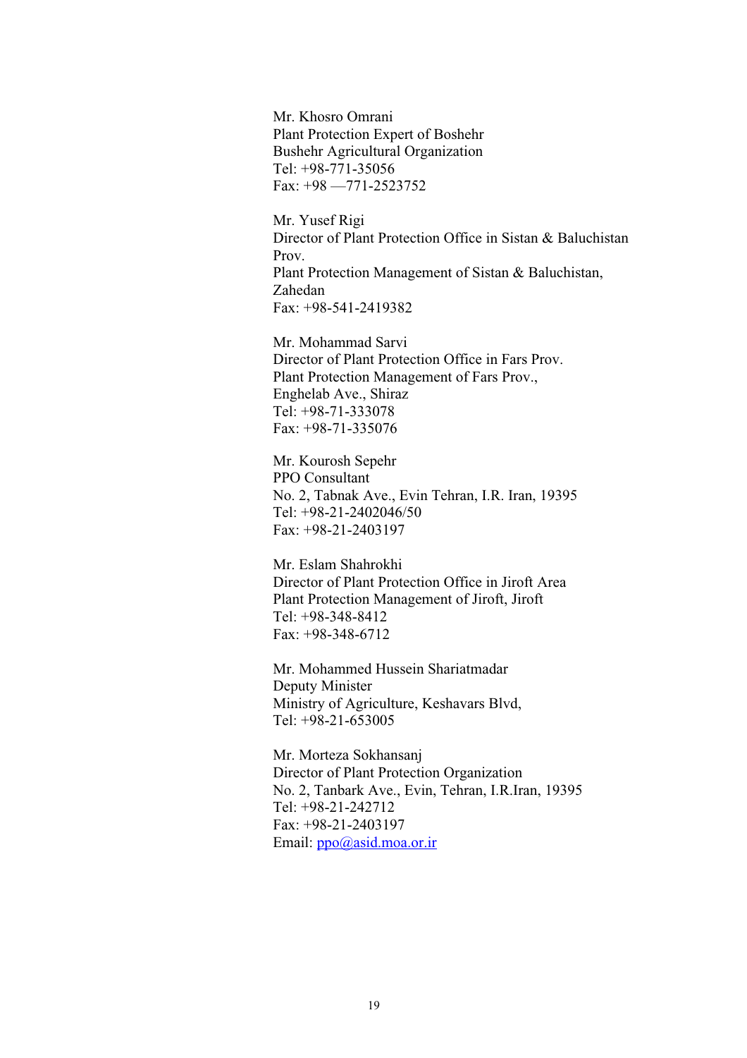Mr. Khosro Omrani
Plant Protection Expert of Boshehr
Bushehr Agricultural Organization
Tel: +98-771-35056
Fax: +98 —771-2523752

Mr. Yusef Rigi
Director of Plant Protection Office in Sistan & Baluchistan Prov.
Plant Protection Management of Sistan & Baluchistan, Zahedan
Fax: +98-541-2419382

Mr. Mohammad Sarvi
Director of Plant Protection Office in Fars Prov.
Plant Protection Management of Fars Prov.,
Enghelab Ave., Shiraz
Tel: +98-71-333078
Fax: +98-71-335076

Mr. Kourosh Sepehr
PPO Consultant
No. 2, Tabnak Ave., Evin Tehran, I.R. Iran, 19395
Tel: +98-21-2402046/50
Fax: +98-21-2403197

Mr. Eslam Shahrokhi
Director of Plant Protection Office in Jiroft Area
Plant Protection Management of Jiroft, Jiroft
Tel: +98-348-8412
Fax: +98-348-6712

Mr. Mohammed Hussein Shariatmadar
Deputy Minister
Ministry of Agriculture, Keshavars Blvd,
Tel: +98-21-653005

Mr. Morteza Sokhansanj
Director of Plant Protection Organization
No. 2, Tanbark Ave., Evin, Tehran, I.R.Iran, 19395
Tel: +98-21-242712
Fax: +98-21-2403197
Email: ppo@asid.moa.or.ir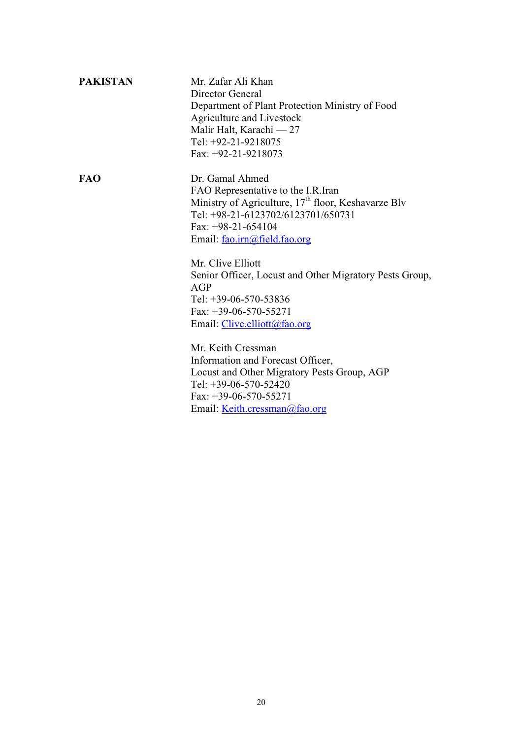| | |
|---|---|
| **PAKISTAN** | Mr. Zafar Ali Khan<br>Director General<br>Department of Plant Protection Ministry of Food Agriculture and Livestock<br>Malir Halt, Karachi — 27<br>Tel: +92-21-9218075<br>Fax: +92-21-9218073 |
| **FAO** | Dr. Gamal Ahmed<br>FAO Representative to the I.R.Iran<br>Ministry of Agriculture, 17th floor, Keshavarze Blv<br>Tel: +98-21-6123702/6123701/650731<br>Fax: +98-21-654104<br>Email: fao.irn@field.fao.org |
| | Mr. Clive Elliott<br>Senior Officer, Locust and Other Migratory Pests Group, AGP<br>Tel: +39-06-570-53836<br>Fax: +39-06-570-55271<br>Email: Clive.elliott@fao.org |
| | Mr. Keith Cressman<br>Information and Forecast Officer,<br>Locust and Other Migratory Pests Group, AGP<br>Tel: +39-06-570-52420<br>Fax: +39-06-570-55271<br>Email: Keith.cressman@fao.org |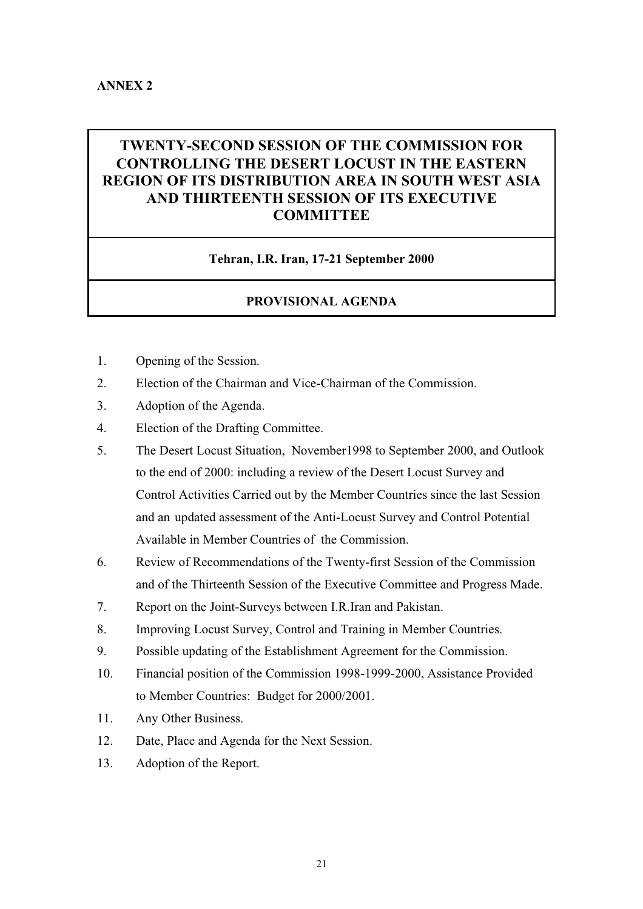**ANNEX 2**

# TWENTY-SECOND SESSION OF THE COMMISSION FOR CONTROLLING THE DESERT LOCUST IN THE EASTERN REGION OF ITS DISTRIBUTION AREA IN SOUTH WEST ASIA AND THIRTEENTH SESSION OF ITS EXECUTIVE COMMITTEE

**Tehran, I.R. Iran, 17-21 September 2000**

## PROVISIONAL AGENDA

1. Opening of the Session.
2. Election of the Chairman and Vice-Chairman of the Commission.
3. Adoption of the Agenda.
4. Election of the Drafting Committee.
5. The Desert Locust Situation, November1998 to September 2000, and Outlook to the end of 2000: including a review of the Desert Locust Survey and Control Activities Carried out by the Member Countries since the last Session and an updated assessment of the Anti-Locust Survey and Control Potential Available in Member Countries of the Commission.
6. Review of Recommendations of the Twenty-first Session of the Commission and of the Thirteenth Session of the Executive Committee and Progress Made.
7. Report on the Joint-Surveys between I.R.Iran and Pakistan.
8. Improving Locust Survey, Control and Training in Member Countries.
9. Possible updating of the Establishment Agreement for the Commission.
10. Financial position of the Commission 1998-1999-2000, Assistance Provided to Member Countries: Budget for 2000/2001.
11. Any Other Business.
12. Date, Place and Agenda for the Next Session.
13. Adoption of the Report.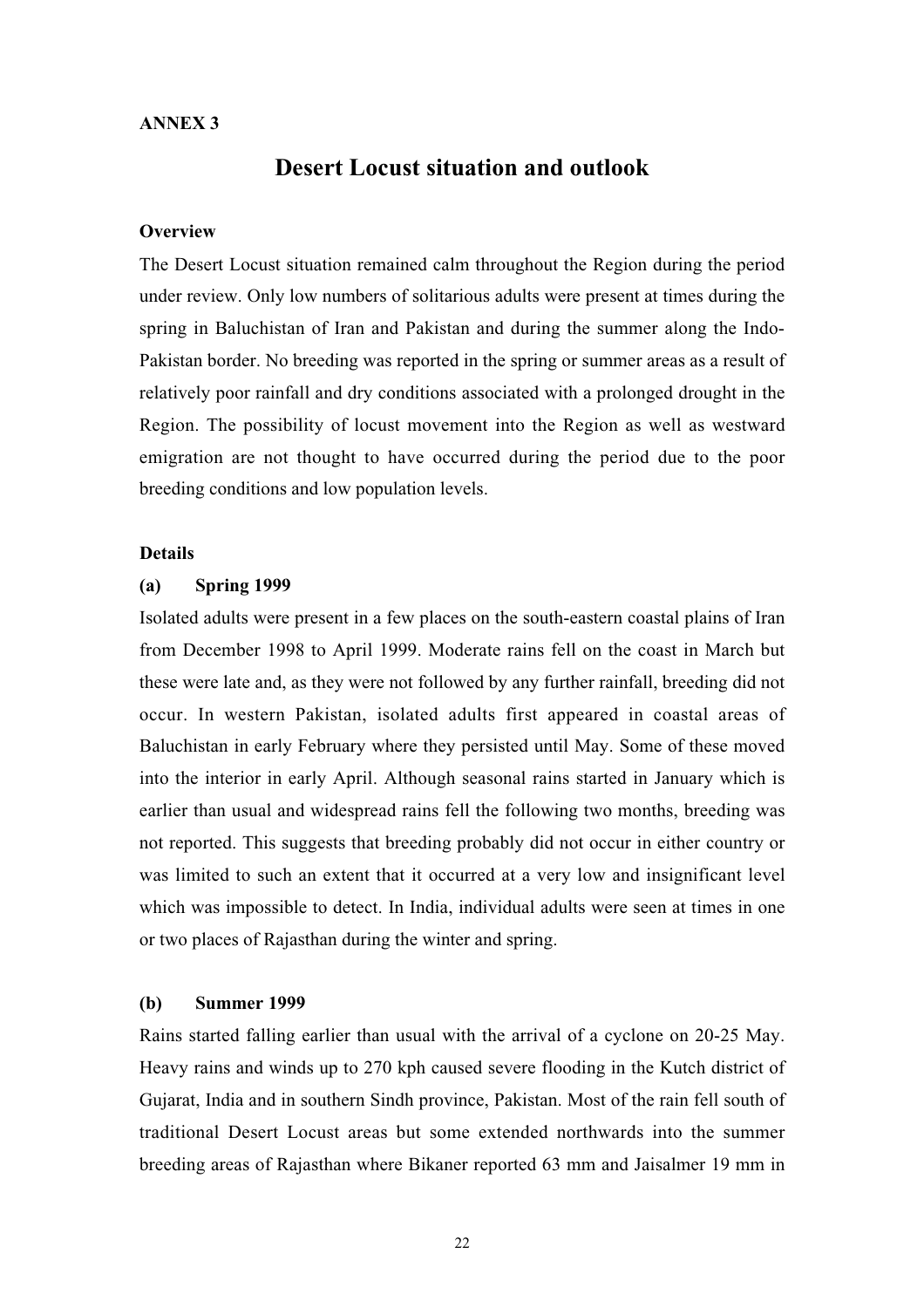**ANNEX 3**

# Desert Locust situation and outlook

**Overview**

The Desert Locust situation remained calm throughout the Region during the period under review. Only low numbers of solitarious adults were present at times during the spring in Baluchistan of Iran and Pakistan and during the summer along the Indo-Pakistan border. No breeding was reported in the spring or summer areas as a result of relatively poor rainfall and dry conditions associated with a prolonged drought in the Region. The possibility of locust movement into the Region as well as westward emigration are not thought to have occurred during the period due to the poor breeding conditions and low population levels.

**Details**

**(a) Spring 1999**

Isolated adults were present in a few places on the south-eastern coastal plains of Iran from December 1998 to April 1999. Moderate rains fell on the coast in March but these were late and, as they were not followed by any further rainfall, breeding did not occur. In western Pakistan, isolated adults first appeared in coastal areas of Baluchistan in early February where they persisted until May. Some of these moved into the interior in early April. Although seasonal rains started in January which is earlier than usual and widespread rains fell the following two months, breeding was not reported. This suggests that breeding probably did not occur in either country or was limited to such an extent that it occurred at a very low and insignificant level which was impossible to detect. In India, individual adults were seen at times in one or two places of Rajasthan during the winter and spring.

**(b) Summer 1999**

Rains started falling earlier than usual with the arrival of a cyclone on 20-25 May. Heavy rains and winds up to 270 kph caused severe flooding in the Kutch district of Gujarat, India and in southern Sindh province, Pakistan. Most of the rain fell south of traditional Desert Locust areas but some extended northwards into the summer breeding areas of Rajasthan where Bikaner reported 63 mm and Jaisalmer 19 mm in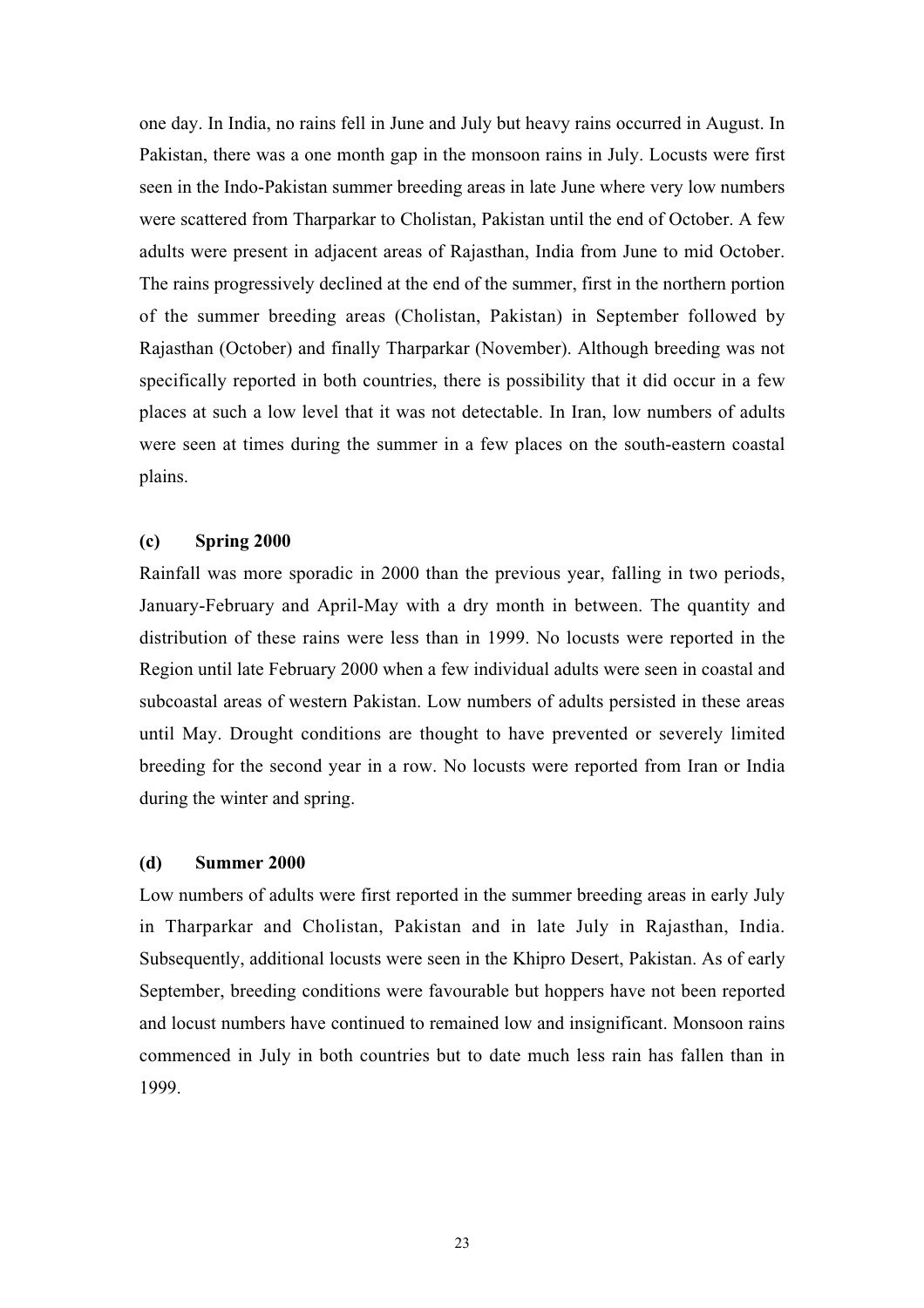one day. In India, no rains fell in June and July but heavy rains occurred in August. In Pakistan, there was a one month gap in the monsoon rains in July. Locusts were first seen in the Indo-Pakistan summer breeding areas in late June where very low numbers were scattered from Tharparkar to Cholistan, Pakistan until the end of October. A few adults were present in adjacent areas of Rajasthan, India from June to mid October. The rains progressively declined at the end of the summer, first in the northern portion of the summer breeding areas (Cholistan, Pakistan) in September followed by Rajasthan (October) and finally Tharparkar (November). Although breeding was not specifically reported in both countries, there is possibility that it did occur in a few places at such a low level that it was not detectable. In Iran, low numbers of adults were seen at times during the summer in a few places on the south-eastern coastal plains.

**(c) Spring 2000**

Rainfall was more sporadic in 2000 than the previous year, falling in two periods, January-February and April-May with a dry month in between. The quantity and distribution of these rains were less than in 1999. No locusts were reported in the Region until late February 2000 when a few individual adults were seen in coastal and subcoastal areas of western Pakistan. Low numbers of adults persisted in these areas until May. Drought conditions are thought to have prevented or severely limited breeding for the second year in a row. No locusts were reported from Iran or India during the winter and spring.

**(d) Summer 2000**

Low numbers of adults were first reported in the summer breeding areas in early July in Tharparkar and Cholistan, Pakistan and in late July in Rajasthan, India. Subsequently, additional locusts were seen in the Khipro Desert, Pakistan. As of early September, breeding conditions were favourable but hoppers have not been reported and locust numbers have continued to remained low and insignificant. Monsoon rains commenced in July in both countries but to date much less rain has fallen than in 1999.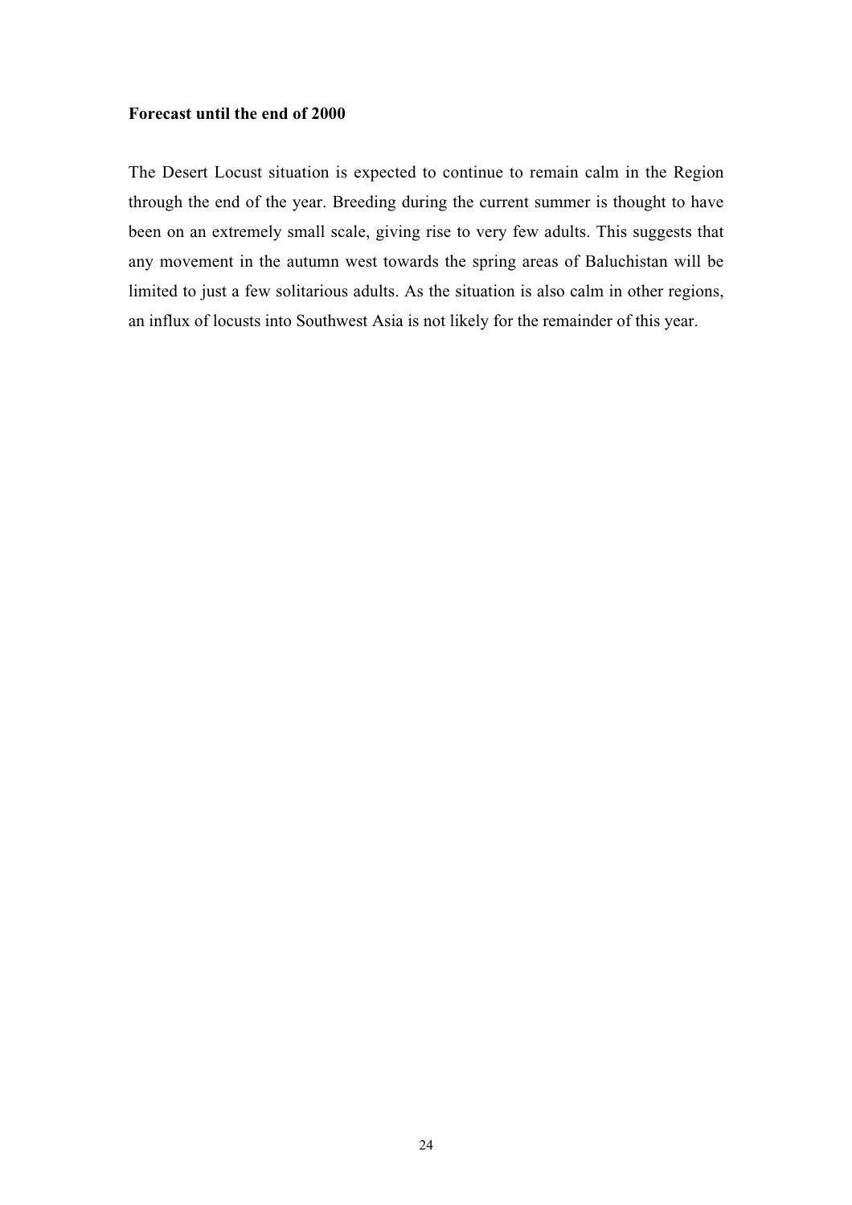**Forecast until the end of 2000**

The Desert Locust situation is expected to continue to remain calm in the Region through the end of the year. Breeding during the current summer is thought to have been on an extremely small scale, giving rise to very few adults. This suggests that any movement in the autumn west towards the spring areas of Baluchistan will be limited to just a few solitarious adults. As the situation is also calm in other regions, an influx of locusts into Southwest Asia is not likely for the remainder of this year.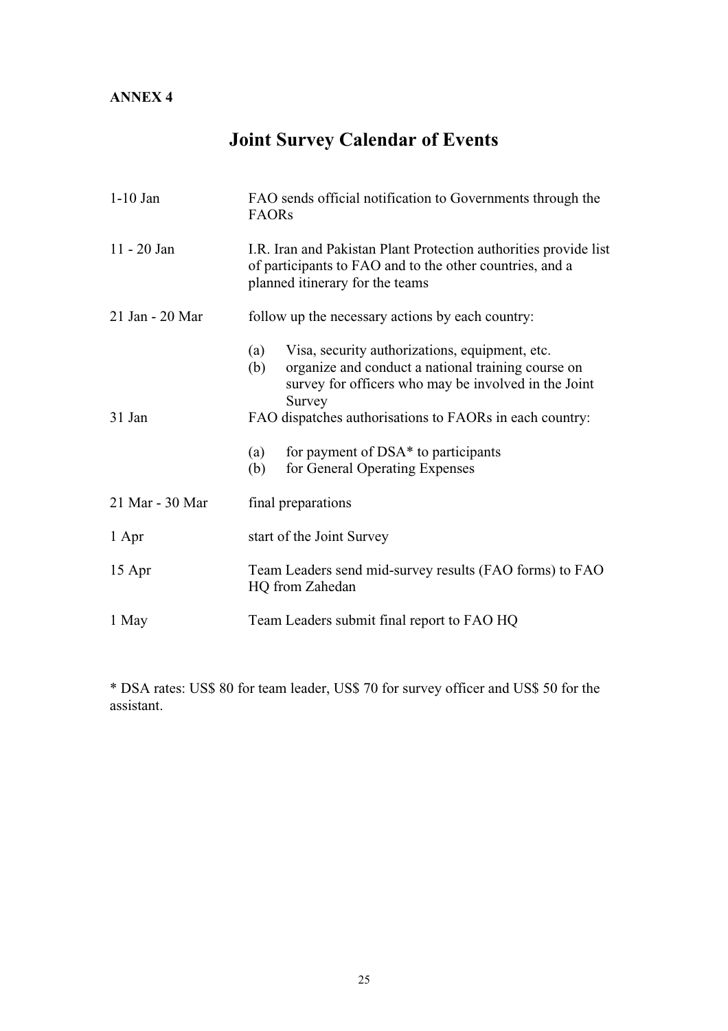**ANNEX 4**

# Joint Survey Calendar of Events

| | |
|---|---|
| 1-10 Jan | FAO sends official notification to Governments through the FAORs |
| 11 - 20 Jan | I.R. Iran and Pakistan Plant Protection authorities provide list of participants to FAO and to the other countries, and a planned itinerary for the teams |
| 21 Jan - 20 Mar | follow up the necessary actions by each country:<br>(a) Visa, security authorizations, equipment, etc.<br>(b) organize and conduct a national training course on survey for officers who may be involved in the Joint Survey |
| 31 Jan | FAO dispatches authorisations to FAORs in each country:<br>(a) for payment of DSA* to participants<br>(b) for General Operating Expenses |
| 21 Mar - 30 Mar | final preparations |
| 1 Apr | start of the Joint Survey |
| 15 Apr | Team Leaders send mid-survey results (FAO forms) to FAO HQ from Zahedan |
| 1 May | Team Leaders submit final report to FAO HQ |

* DSA rates: US$ 80 for team leader, US$ 70 for survey officer and US$ 50 for the assistant.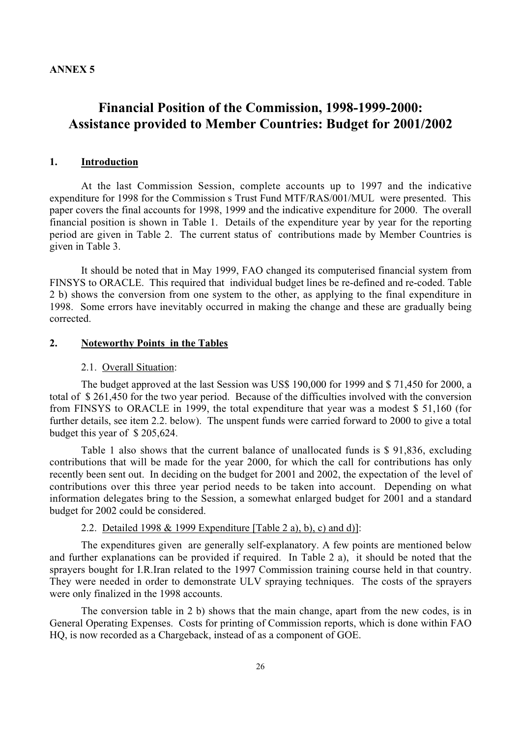**ANNEX 5**

# Financial Position of the Commission, 1998-1999-2000: Assistance provided to Member Countries: Budget for 2001/2002

## 1. Introduction

At the last Commission Session, complete accounts up to 1997 and the indicative expenditure for 1998 for the Commission s Trust Fund MTF/RAS/001/MUL were presented. This paper covers the final accounts for 1998, 1999 and the indicative expenditure for 2000. The overall financial position is shown in Table 1. Details of the expenditure year by year for the reporting period are given in Table 2. The current status of contributions made by Member Countries is given in Table 3.

It should be noted that in May 1999, FAO changed its computerised financial system from FINSYS to ORACLE. This required that individual budget lines be re-defined and re-coded. Table 2 b) shows the conversion from one system to the other, as applying to the final expenditure in 1998. Some errors have inevitably occurred in making the change and these are gradually being corrected.

## 2. Noteworthy Points in the Tables

### 2.1. Overall Situation:

The budget approved at the last Session was US$ 190,000 for 1999 and $ 71,450 for 2000, a total of $ 261,450 for the two year period. Because of the difficulties involved with the conversion from FINSYS to ORACLE in 1999, the total expenditure that year was a modest $ 51,160 (for further details, see item 2.2. below). The unspent funds were carried forward to 2000 to give a total budget this year of $ 205,624.

Table 1 also shows that the current balance of unallocated funds is $ 91,836, excluding contributions that will be made for the year 2000, for which the call for contributions has only recently been sent out. In deciding on the budget for 2001 and 2002, the expectation of the level of contributions over this three year period needs to be taken into account. Depending on what information delegates bring to the Session, a somewhat enlarged budget for 2001 and a standard budget for 2002 could be considered.

### 2.2. Detailed 1998 & 1999 Expenditure [Table 2 a), b), c) and d)]:

The expenditures given are generally self-explanatory. A few points are mentioned below and further explanations can be provided if required. In Table 2 a), it should be noted that the sprayers bought for I.R.Iran related to the 1997 Commission training course held in that country. They were needed in order to demonstrate ULV spraying techniques. The costs of the sprayers were only finalized in the 1998 accounts.

The conversion table in 2 b) shows that the main change, apart from the new codes, is in General Operating Expenses. Costs for printing of Commission reports, which is done within FAO HQ, is now recorded as a Chargeback, instead of as a component of GOE.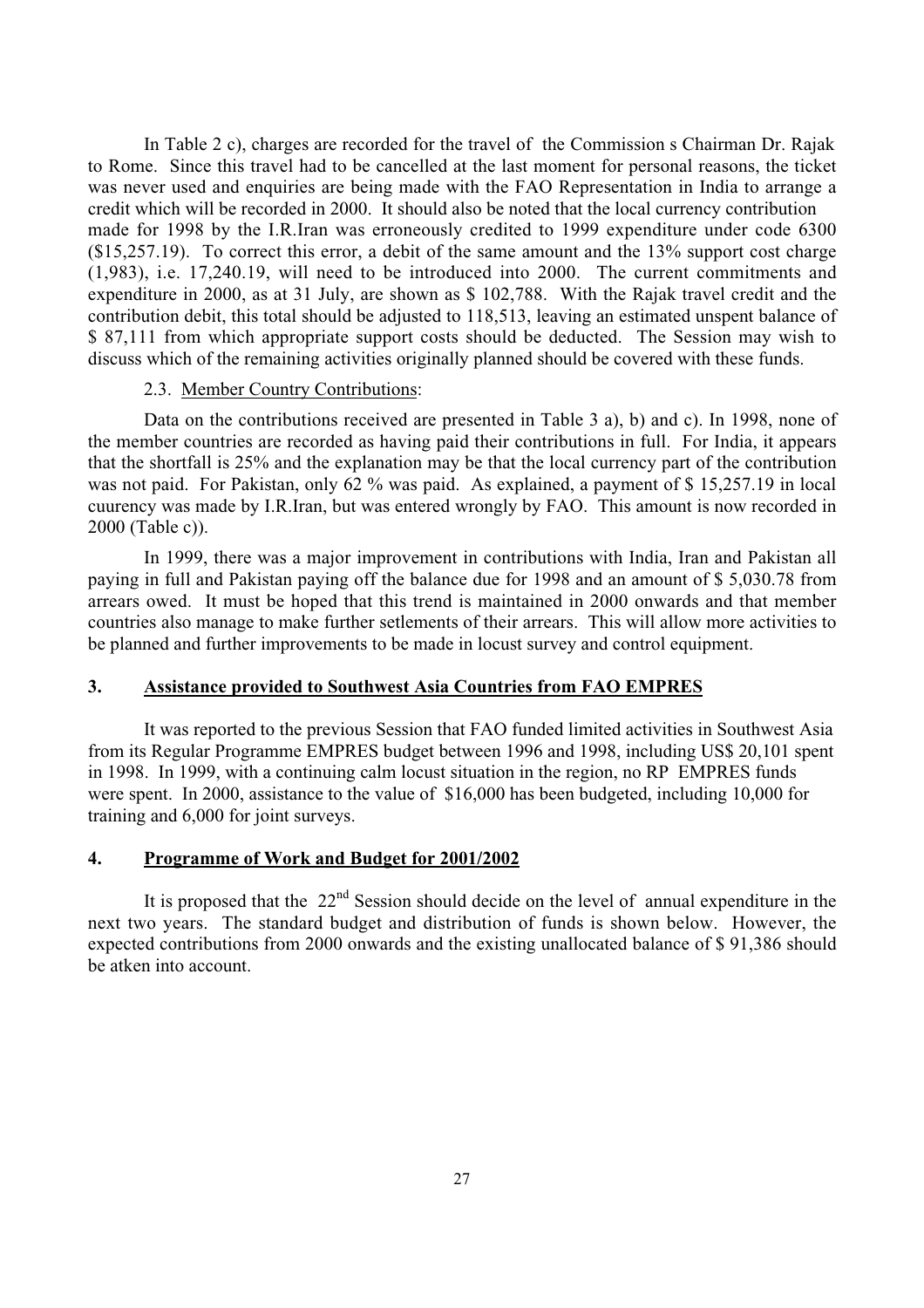In Table 2 c), charges are recorded for the travel of the Commission s Chairman Dr. Rajak to Rome. Since this travel had to be cancelled at the last moment for personal reasons, the ticket was never used and enquiries are being made with the FAO Representation in India to arrange a credit which will be recorded in 2000. It should also be noted that the local currency contribution made for 1998 by the I.R.Iran was erroneously credited to 1999 expenditure under code 6300 ($15,257.19). To correct this error, a debit of the same amount and the 13% support cost charge (1,983), i.e. 17,240.19, will need to be introduced into 2000. The current commitments and expenditure in 2000, as at 31 July, are shown as $ 102,788. With the Rajak travel credit and the contribution debit, this total should be adjusted to 118,513, leaving an estimated unspent balance of $ 87,111 from which appropriate support costs should be deducted. The Session may wish to discuss which of the remaining activities originally planned should be covered with these funds.

2.3. Member Country Contributions:

Data on the contributions received are presented in Table 3 a), b) and c). In 1998, none of the member countries are recorded as having paid their contributions in full. For India, it appears that the shortfall is 25% and the explanation may be that the local currency part of the contribution was not paid. For Pakistan, only 62 % was paid. As explained, a payment of $ 15,257.19 in local cuurency was made by I.R.Iran, but was entered wrongly by FAO. This amount is now recorded in 2000 (Table c)).

In 1999, there was a major improvement in contributions with India, Iran and Pakistan all paying in full and Pakistan paying off the balance due for 1998 and an amount of $ 5,030.78 from arrears owed. It must be hoped that this trend is maintained in 2000 onwards and that member countries also manage to make further setlements of their arrears. This will allow more activities to be planned and further improvements to be made in locust survey and control equipment.

## 3. Assistance provided to Southwest Asia Countries from FAO EMPRES

It was reported to the previous Session that FAO funded limited activities in Southwest Asia from its Regular Programme EMPRES budget between 1996 and 1998, including US$ 20,101 spent in 1998. In 1999, with a continuing calm locust situation in the region, no RP EMPRES funds were spent. In 2000, assistance to the value of $16,000 has been budgeted, including 10,000 for training and 6,000 for joint surveys.

## 4. Programme of Work and Budget for 2001/2002

It is proposed that the 22nd Session should decide on the level of annual expenditure in the next two years. The standard budget and distribution of funds is shown below. However, the expected contributions from 2000 onwards and the existing unallocated balance of $ 91,386 should be atken into account.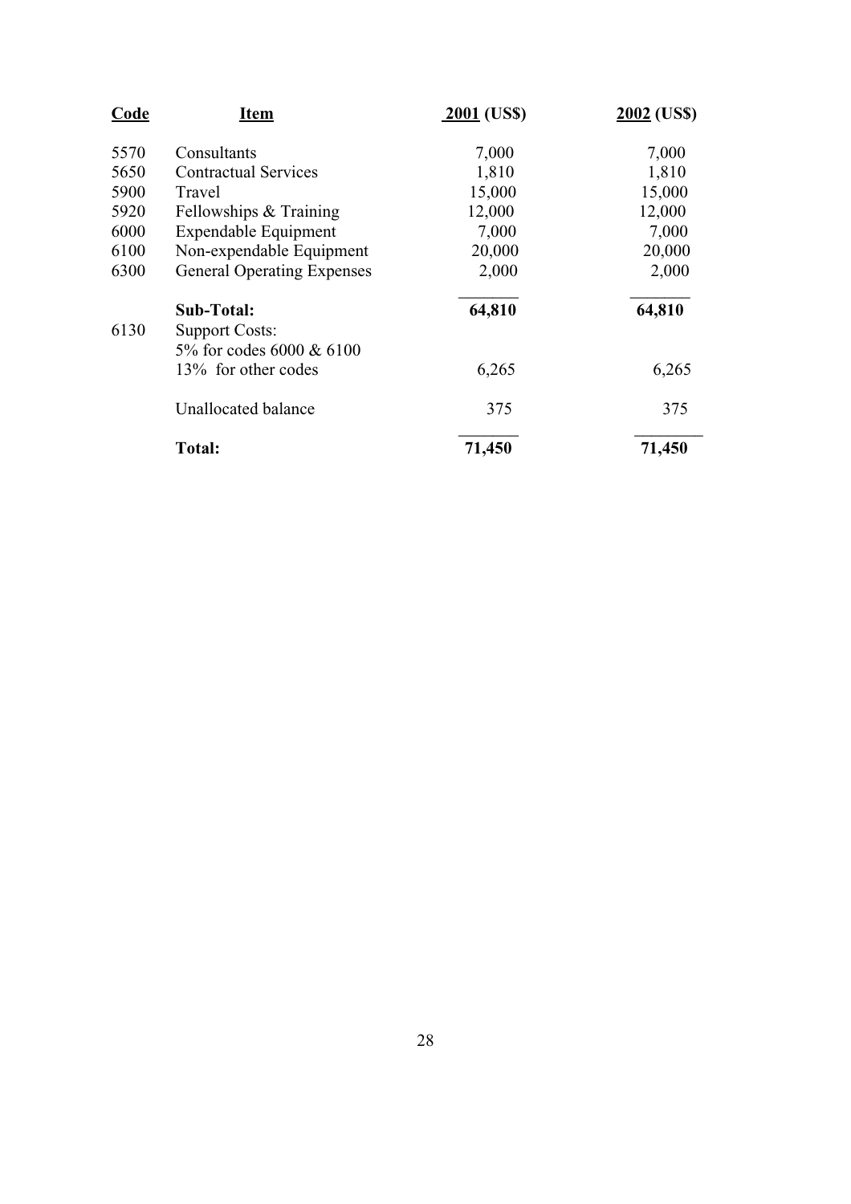| Code | Item | 2001 (US$) | 2002 (US$) |
|---|---|---|---|
| 5570 | Consultants | 7,000 | 7,000 |
| 5650 | Contractual Services | 1,810 | 1,810 |
| 5900 | Travel | 15,000 | 15,000 |
| 5920 | Fellowships & Training | 12,000 | 12,000 |
| 6000 | Expendable Equipment | 7,000 | 7,000 |
| 6100 | Non-expendable Equipment | 20,000 | 20,000 |
| 6300 | General Operating Expenses | 2,000 | 2,000 |
| | **Sub-Total:** | **64,810** | **64,810** |
| 6130 | Support Costs:<br>5% for codes 6000 & 6100<br>13% for other codes | 6,265 | 6,265 |
| | Unallocated balance | 375 | 375 |
| | **Total:** | **71,450** | **71,450** |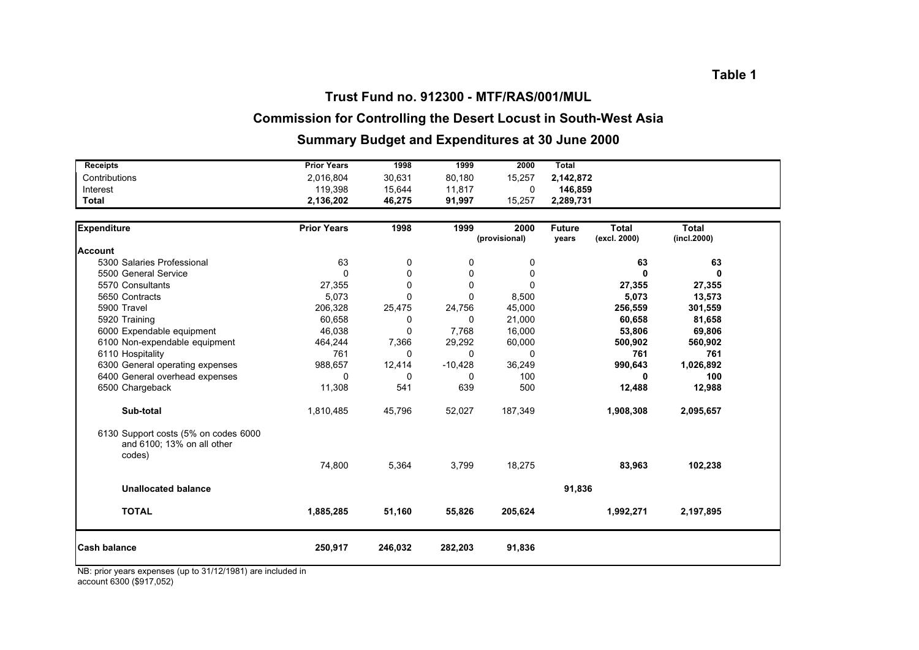**Table 1**

# Trust Fund no. 912300 - MTF/RAS/001/MUL

## Commission for Controlling the Desert Locust in South-West Asia

## Summary Budget and Expenditures at 30 June 2000

| Receipts | Prior Years | 1998 | 1999 | 2000 | Total |
|---|---|---|---|---|---|
| Contributions | 2,016,804 | 30,631 | 80,180 | 15,257 | **2,142,872** |
| Interest | 119,398 | 15,644 | 11,817 | 0 | **146,859** |
| **Total** | **2,136,202** | **46,275** | **91,997** | 15,257 | **2,289,731** |

| Expenditure | Prior Years | 1998 | 1999 | 2000 (provisional) | Future years | Total (excl. 2000) | Total (incl.2000) |
|---|---|---|---|---|---|---|---|
| **Account** | | | | | | | |
| 5300 Salaries Professional | 63 | 0 | 0 | 0 | | **63** | **63** |
| 5500 General Service | 0 | 0 | 0 | 0 | | **0** | **0** |
| 5570 Consultants | 27,355 | 0 | 0 | 0 | | **27,355** | **27,355** |
| 5650 Contracts | 5,073 | 0 | 0 | 8,500 | | **5,073** | **13,573** |
| 5900 Travel | 206,328 | 25,475 | 24,756 | 45,000 | | **256,559** | **301,559** |
| 5920 Training | 60,658 | 0 | 0 | 21,000 | | **60,658** | **81,658** |
| 6000 Expendable equipment | 46,038 | 0 | 7,768 | 16,000 | | **53,806** | **69,806** |
| 6100 Non-expendable equipment | 464,244 | 7,366 | 29,292 | 60,000 | | **500,902** | **560,902** |
| 6110 Hospitality | 761 | 0 | 0 | 0 | | **761** | **761** |
| 6300 General operating expenses | 988,657 | 12,414 | -10,428 | 36,249 | | **990,643** | **1,026,892** |
| 6400 General overhead expenses | 0 | 0 | 0 | 100 | | **0** | **100** |
| 6500 Chargeback | 11,308 | 541 | 639 | 500 | | **12,488** | **12,988** |
| **Sub-total** | 1,810,485 | 45,796 | 52,027 | 187,349 | | **1,908,308** | **2,095,657** |
| 6130 Support costs (5% on codes 6000 and 6100; 13% on all other codes) | 74,800 | 5,364 | 3,799 | 18,275 | | **83,963** | **102,238** |
| **Unallocated balance** | | | | | **91,836** | | |
| **TOTAL** | **1,885,285** | **51,160** | **55,826** | **205,624** | | **1,992,271** | **2,197,895** |
| **Cash balance** | **250,917** | **246,032** | **282,203** | **91,836** | | | |

NB: prior years expenses (up to 31/12/1981) are included in account 6300 ($917,052)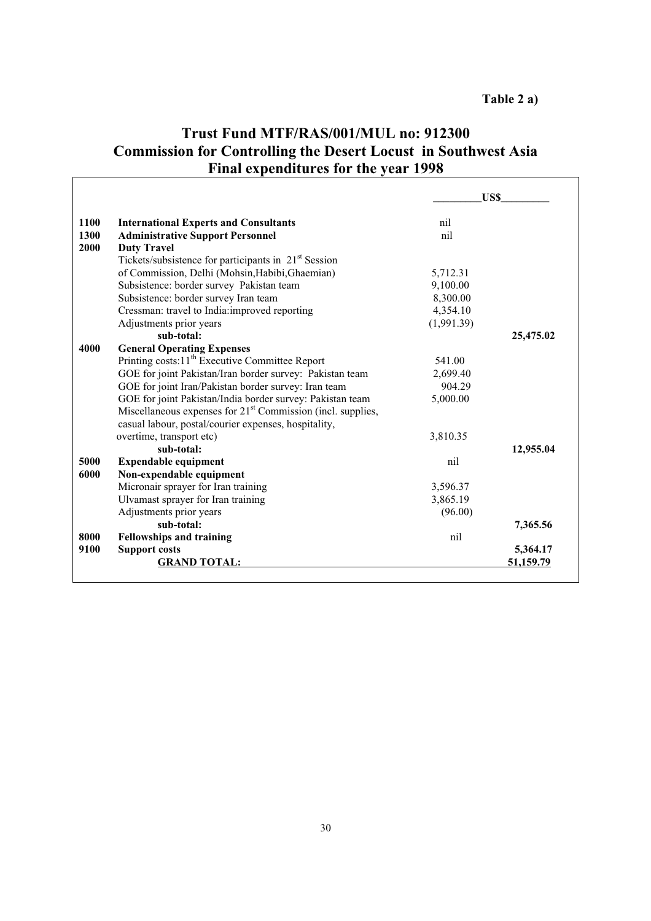**Table 2 a)**

# Trust Fund MTF/RAS/001/MUL no: 912300
# Commission for Controlling the Desert Locust in Southwest Asia
# Final expenditures for the year 1998

| | | US$ | |
|---|---|---|---|
| 1100 | **International Experts and Consultants** | nil | |
| 1300 | **Administrative Support Personnel** | nil | |
| 2000 | **Duty Travel** | | |
| | Tickets/subsistence for participants in 21st Session of Commission, Delhi (Mohsin,Habibi,Ghaemian) | 5,712.31 | |
| | Subsistence: border survey Pakistan team | 9,100.00 | |
| | Subsistence: border survey Iran team | 8,300.00 | |
| | Cressman: travel to India:improved reporting | 4,354.10 | |
| | Adjustments prior years | (1,991.39) | |
| | **sub-total:** | | **25,475.02** |
| 4000 | **General Operating Expenses** | | |
| | Printing costs:11th Executive Committee Report | 541.00 | |
| | GOE for joint Pakistan/Iran border survey: Pakistan team | 2,699.40 | |
| | GOE for joint Iran/Pakistan border survey: Iran team | 904.29 | |
| | GOE for joint Pakistan/India border survey: Pakistan team | 5,000.00 | |
| | Miscellaneous expenses for 21st Commission (incl. supplies, casual labour, postal/courier expenses, hospitality, overtime, transport etc) | 3,810.35 | |
| | **sub-total:** | | **12,955.04** |
| 5000 | **Expendable equipment** | nil | |
| 6000 | **Non-expendable equipment** | | |
| | Micronair sprayer for Iran training | 3,596.37 | |
| | Ulvamast sprayer for Iran training | 3,865.19 | |
| | Adjustments prior years | (96.00) | |
| | **sub-total:** | | **7,365.56** |
| 8000 | **Fellowships and training** | nil | |
| 9100 | **Support costs** | | **5,364.17** |
| | **GRAND TOTAL:** | | **51,159.79** |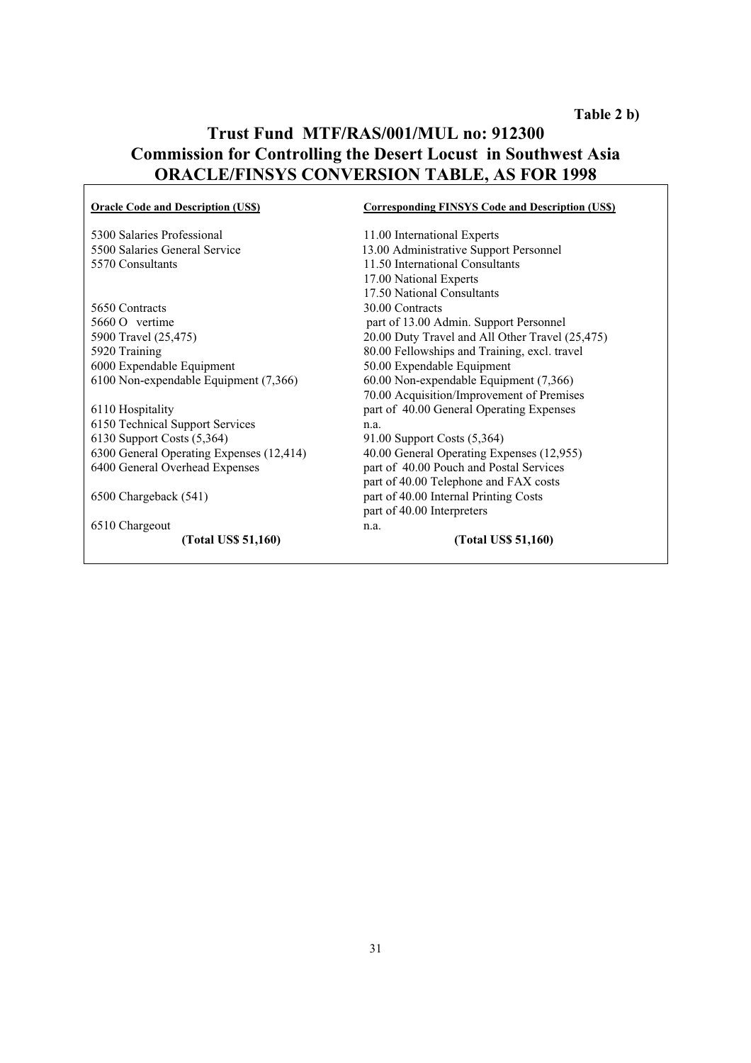**Table 2 b)**

# Trust Fund MTF/RAS/001/MUL no: 912300
# Commission for Controlling the Desert Locust in Southwest Asia
# ORACLE/FINSYS CONVERSION TABLE, AS FOR 1998

| Oracle Code and Description (US$) | Corresponding FINSYS Code and Description (US$) |
|---|---|
| 5300 Salaries Professional | 11.00 International Experts |
| 5500 Salaries General Service | 13.00 Administrative Support Personnel |
| 5570 Consultants | 11.50 International Consultants |
| | 17.00 National Experts |
| | 17.50 National Consultants |
| 5650 Contracts | 30.00 Contracts |
| 5660 O vertime | part of 13.00 Admin. Support Personnel |
| 5900 Travel (25,475) | 20.00 Duty Travel and All Other Travel (25,475) |
| 5920 Training | 80.00 Fellowships and Training, excl. travel |
| 6000 Expendable Equipment | 50.00 Expendable Equipment |
| 6100 Non-expendable Equipment (7,366) | 60.00 Non-expendable Equipment (7,366) |
| | 70.00 Acquisition/Improvement of Premises |
| 6110 Hospitality | part of 40.00 General Operating Expenses |
| 6150 Technical Support Services | n.a. |
| 6130 Support Costs (5,364) | 91.00 Support Costs (5,364) |
| 6300 General Operating Expenses (12,414) | 40.00 General Operating Expenses (12,955) |
| 6400 General Overhead Expenses | part of 40.00 Pouch and Postal Services |
| | part of 40.00 Telephone and FAX costs |
| 6500 Chargeback (541) | part of 40.00 Internal Printing Costs |
| | part of 40.00 Interpreters |
| 6510 Chargeout | n.a. |
| **(Total US$ 51,160)** | **(Total US$ 51,160)** |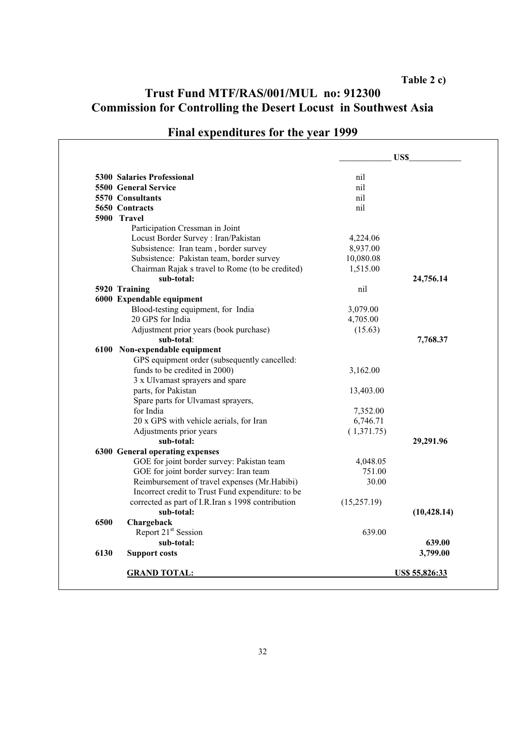**Table 2 c)**

# Trust Fund MTF/RAS/001/MUL no: 912300
# Commission for Controlling the Desert Locust in Southwest Asia

## Final expenditures for the year 1999

| | US$ | |
|---|---|---|
| **5300 Salaries Professional** | nil | |
| **5500 General Service** | nil | |
| **5570 Consultants** | nil | |
| **5650 Contracts** | nil | |
| **5900 Travel** | | |
| Participation Cressman in Joint Locust Border Survey : Iran/Pakistan | 4,224.06 | |
| Subsistence: Iran team , border survey | 8,937.00 | |
| Subsistence: Pakistan team, border survey | 10,080.08 | |
| Chairman Rajak s travel to Rome (to be credited) | 1,515.00 | |
| **sub-total:** | | **24,756.14** |
| **5920 Training** | nil | |
| **6000 Expendable equipment** | | |
| Blood-testing equipment, for India | 3,079.00 | |
| 20 GPS for India | 4,705.00 | |
| Adjustment prior years (book purchase) | (15.63) | |
| **sub-total**: | | **7,768.37** |
| **6100 Non-expendable equipment** | | |
| GPS equipment order (subsequently cancelled: funds to be credited in 2000) | 3,162.00 | |
| 3 x Ulvamast sprayers and spare parts, for Pakistan | 13,403.00 | |
| Spare parts for Ulvamast sprayers, for India | 7,352.00 | |
| 20 x GPS with vehicle aerials, for Iran | 6,746.71 | |
| Adjustments prior years | ( 1,371.75) | |
| **sub-total:** | | **29,291.96** |
| **6300 General operating expenses** | | |
| GOE for joint border survey: Pakistan team | 4,048.05 | |
| GOE for joint border survey: Iran team | 751.00 | |
| Reimbursement of travel expenses (Mr.Habibi) | 30.00 | |
| Incorrect credit to Trust Fund expenditure: to be corrected as part of I.R.Iran s 1998 contribution | (15,257.19) | |
| **sub-total:** | | **(10,428.14)** |
| **6500 Chargeback** | | |
| Report 21st Session | 639.00 | |
| **sub-total:** | | **639.00** |
| **6130 Support costs** | | **3,799.00** |
| **GRAND TOTAL:** | | **US$ 55,826:33** |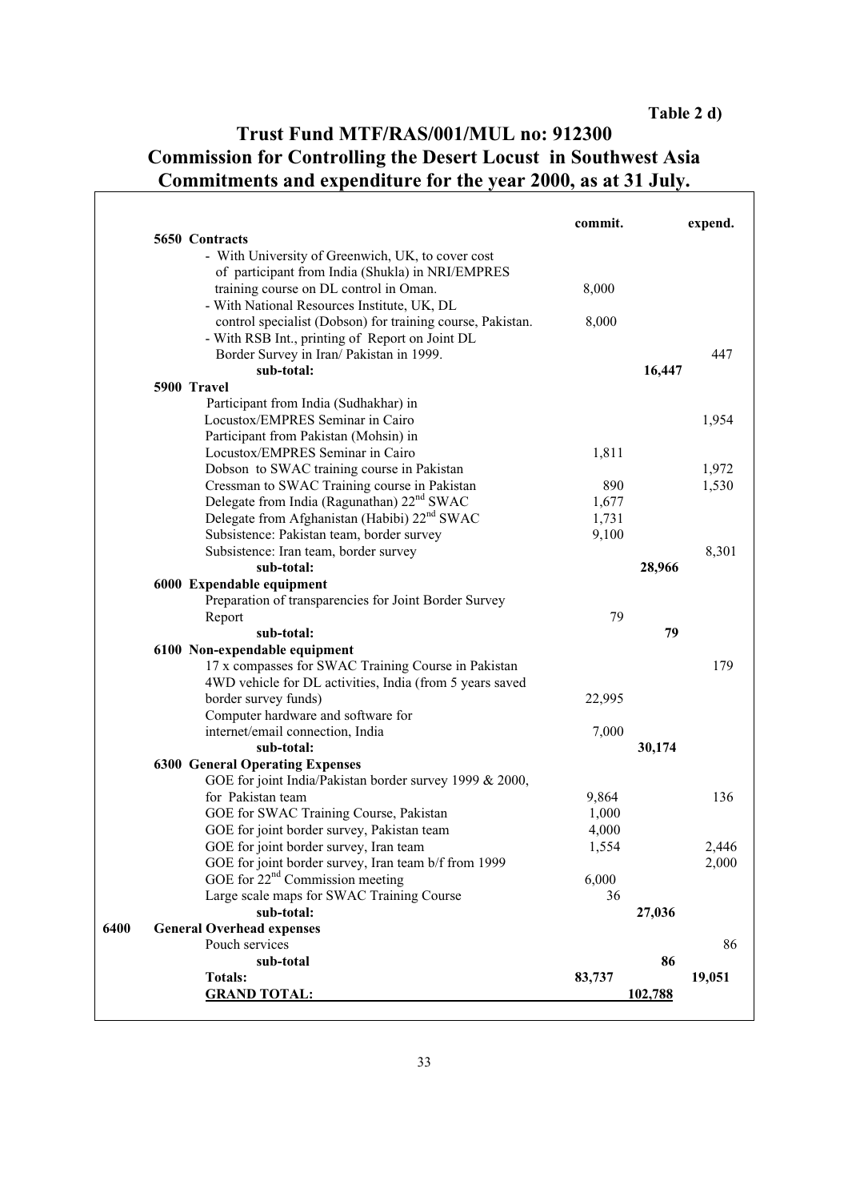Table 2 d)

# Trust Fund MTF/RAS/001/MUL no: 912300
# Commission for Controlling the Desert Locust in Southwest Asia
# Commitments and expenditure for the year 2000, as at 31 July.

| | | commit. | | expend. |
|---|---|---|---|---|
| | **5650 Contracts** | | | |
| | - With University of Greenwich, UK, to cover cost of participant from India (Shukla) in NRI/EMPRES training course on DL control in Oman. | 8,000 | | |
| | - With National Resources Institute, UK, DL control specialist (Dobson) for training course, Pakistan. | 8,000 | | |
| | - With RSB Int., printing of Report on Joint DL Border Survey in Iran/ Pakistan in 1999. | | | 447 |
| | **sub-total:** | | **16,447** | |
| | **5900 Travel** | | | |
| | Participant from India (Sudhakhar) in Locustox/EMPRES Seminar in Cairo | | | 1,954 |
| | Participant from Pakistan (Mohsin) in Locustox/EMPRES Seminar in Cairo | 1,811 | | |
| | Dobson to SWAC training course in Pakistan | | | 1,972 |
| | Cressman to SWAC Training course in Pakistan | 890 | | 1,530 |
| | Delegate from India (Ragunathan) 22nd SWAC | 1,677 | | |
| | Delegate from Afghanistan (Habibi) 22nd SWAC | 1,731 | | |
| | Subsistence: Pakistan team, border survey | 9,100 | | |
| | Subsistence: Iran team, border survey | | | 8,301 |
| | **sub-total:** | | **28,966** | |
| | **6000 Expendable equipment** | | | |
| | Preparation of transparencies for Joint Border Survey Report | 79 | | |
| | **sub-total:** | | **79** | |
| | **6100 Non-expendable equipment** | | | |
| | 17 x compasses for SWAC Training Course in Pakistan | | | 179 |
| | 4WD vehicle for DL activities, India (from 5 years saved border survey funds) | 22,995 | | |
| | Computer hardware and software for internet/email connection, India | 7,000 | | |
| | **sub-total:** | | **30,174** | |
| | **6300 General Operating Expenses** | | | |
| | GOE for joint India/Pakistan border survey 1999 & 2000, for Pakistan team | 9,864 | | 136 |
| | GOE for SWAC Training Course, Pakistan | 1,000 | | |
| | GOE for joint border survey, Pakistan team | 4,000 | | |
| | GOE for joint border survey, Iran team | 1,554 | | 2,446 |
| | GOE for joint border survey, Iran team b/f from 1999 | | | 2,000 |
| | GOE for 22nd Commission meeting | 6,000 | | |
| | Large scale maps for SWAC Training Course | 36 | | |
| | **sub-total:** | | **27,036** | |
| **6400** | **General Overhead expenses** | | | |
| | Pouch services | | | 86 |
| | **sub-total** | | **86** | |
| | **Totals:** | **83,737** | | **19,051** |
| | **GRAND TOTAL:** | | **102,788** | |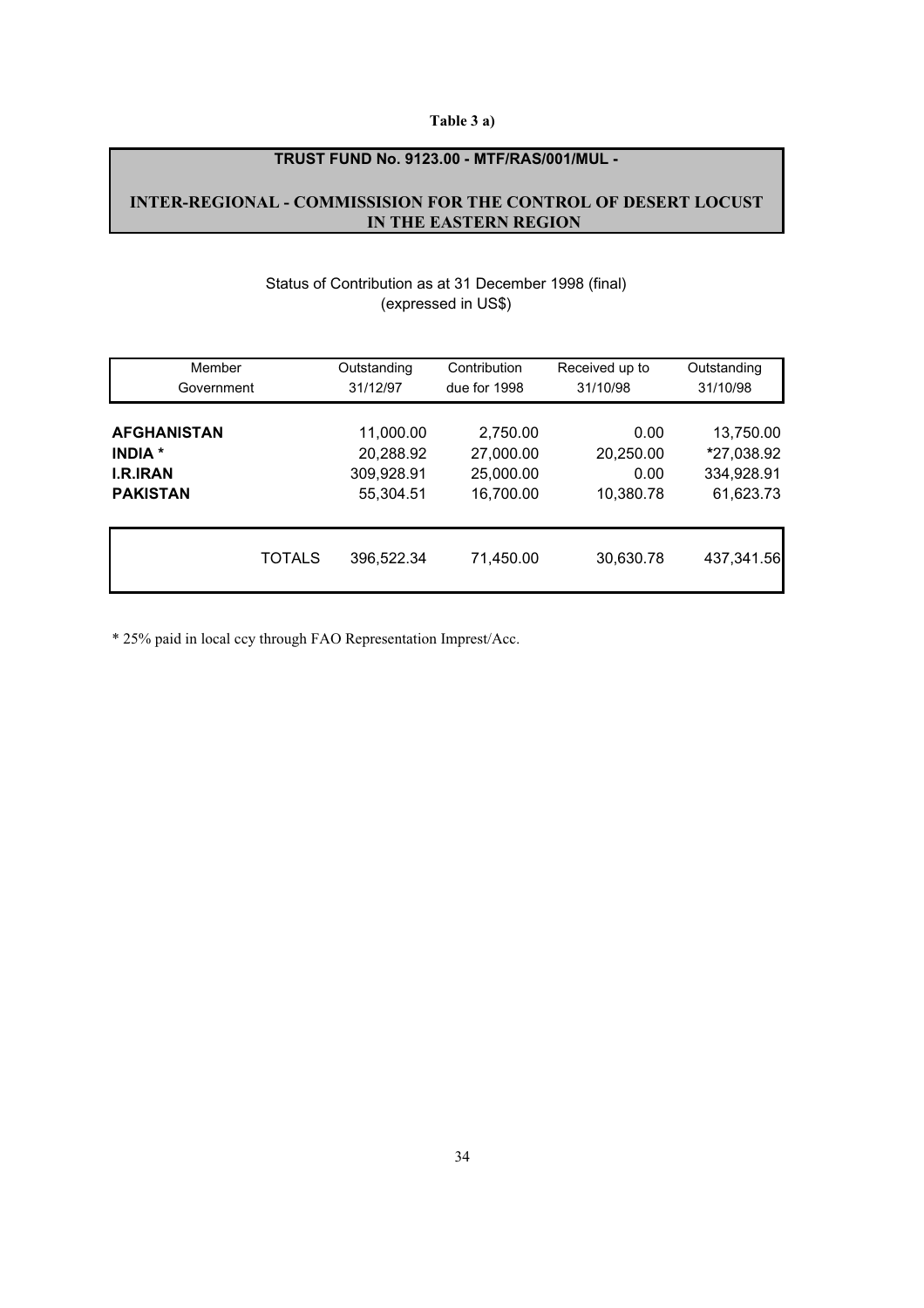**Table 3 a)**

## TRUST FUND No. 9123.00 - MTF/RAS/001/MUL -

## INTER-REGIONAL - COMMISSISION FOR THE CONTROL OF DESERT LOCUST IN THE EASTERN REGION

Status of Contribution as at 31 December 1998 (final)
(expressed in US$)

| Member Government | Outstanding 31/12/97 | Contribution due for 1998 | Received up to 31/10/98 | Outstanding 31/10/98 |
|---|---|---|---|---|
| **AFGHANISTAN** | 11,000.00 | 2,750.00 | 0.00 | 13,750.00 |
| **INDIA** * | 20,288.92 | 27,000.00 | 20,250.00 | *27,038.92 |
| **I.R.IRAN** | 309,928.91 | 25,000.00 | 0.00 | 334,928.91 |
| **PAKISTAN** | 55,304.51 | 16,700.00 | 10,380.78 | 61,623.73 |
| TOTALS | 396,522.34 | 71,450.00 | 30,630.78 | 437,341.56 |

* 25% paid in local ccy through FAO Representation Imprest/Acc.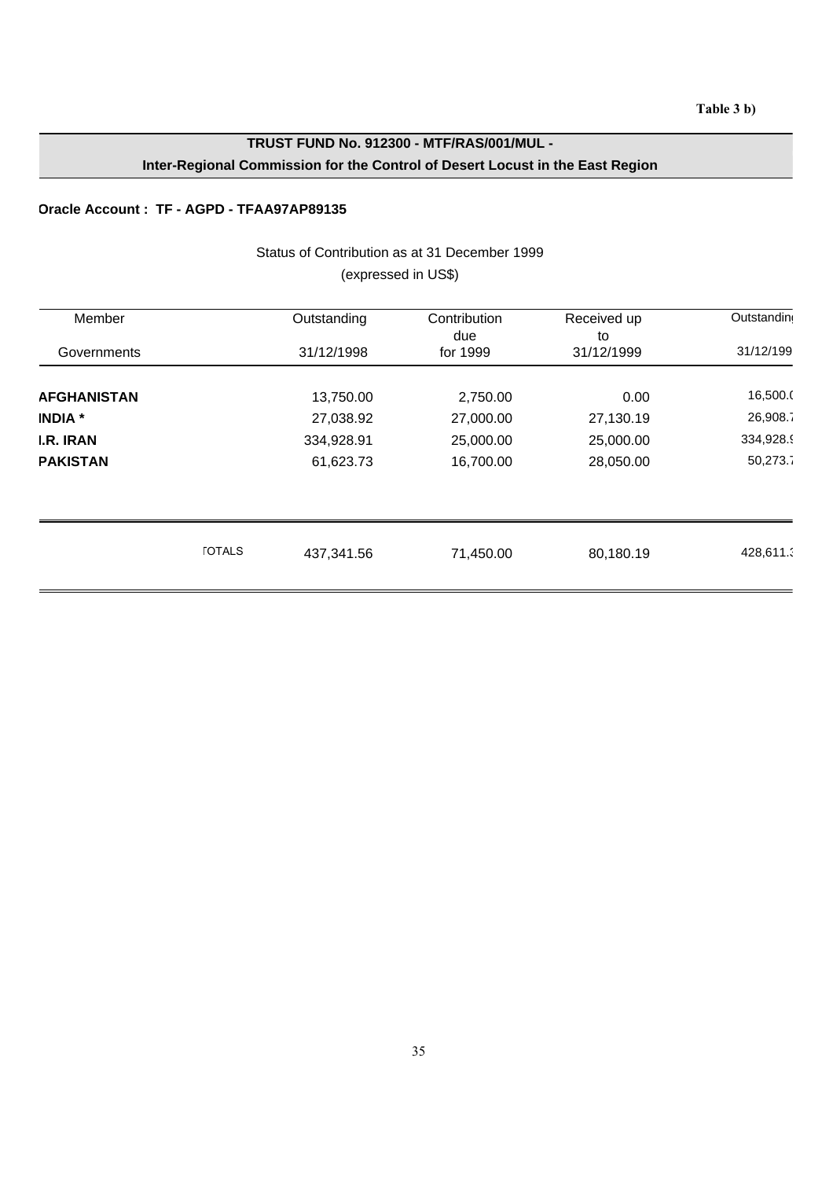**Table 3 b)**

**TRUST FUND No. 912300 - MTF/RAS/001/MUL -**
**Inter-Regional Commission for the Control of Desert Locust in the East Region**

**Oracle Account : TF - AGPD - TFAA97AP89135**

Status of Contribution as at 31 December 1999
(expressed in US$)

| Member Governments | Outstanding 31/12/1998 | Contribution due for 1999 | Received up to 31/12/1999 | Outstanding 31/12/1999 |
|---|---|---|---|---|
| **AFGHANISTAN** | 13,750.00 | 2,750.00 | 0.00 | 16,500.00 |
| **INDIA *** | 27,038.92 | 27,000.00 | 27,130.19 | 26,908.73 |
| **I.R. IRAN** | 334,928.91 | 25,000.00 | 25,000.00 | 334,928.91 |
| **PAKISTAN** | 61,623.73 | 16,700.00 | 28,050.00 | 50,273.73 |
| TOTALS | 437,341.56 | 71,450.00 | 80,180.19 | 428,611.37 |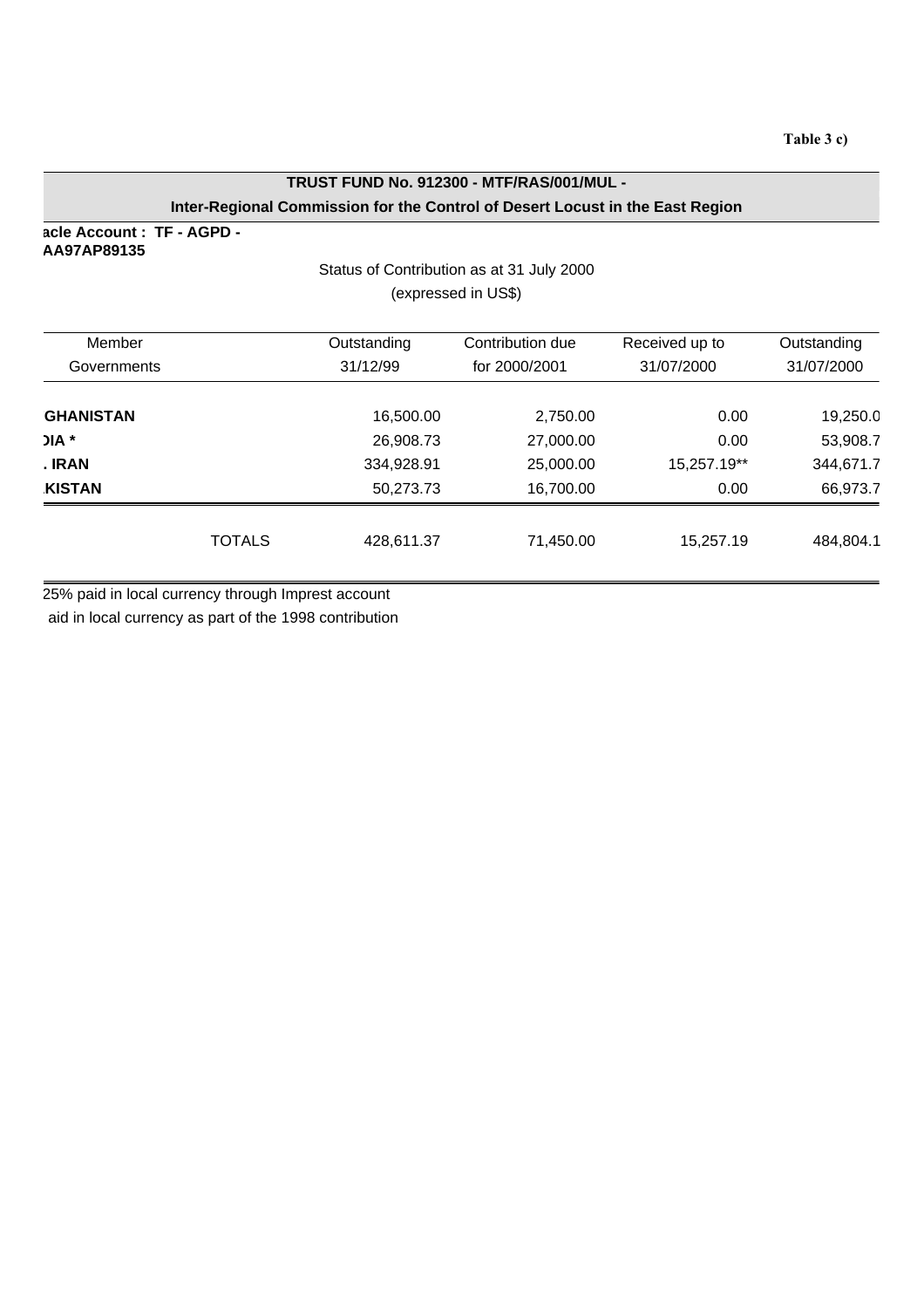Table 3 c)

**TRUST FUND No. 912300 - MTF/RAS/001/MUL -**

**Inter-Regional Commission for the Control of Desert Locust in the East Region**

**acle Account : TF - AGPD - AA97AP89135**

Status of Contribution as at 31 July 2000

(expressed in US$)

| Member Governments | | Outstanding 31/12/99 | Contribution due for 2000/2001 | Received up to 31/07/2000 | Outstanding 31/07/2000 |
|---|---|---|---|---|---|
| **GHANISTAN** | | 16,500.00 | 2,750.00 | 0.00 | 19,250.0 |
| **DIA *** | | 26,908.73 | 27,000.00 | 0.00 | 53,908.7 |
| **. IRAN** | | 334,928.91 | 25,000.00 | 15,257.19** | 344,671.7 |
| **KISTAN** | | 50,273.73 | 16,700.00 | 0.00 | 66,973.7 |
| | TOTALS | 428,611.37 | 71,450.00 | 15,257.19 | 484,804.1 |

25% paid in local currency through Imprest account

aid in local currency as part of the 1998 contribution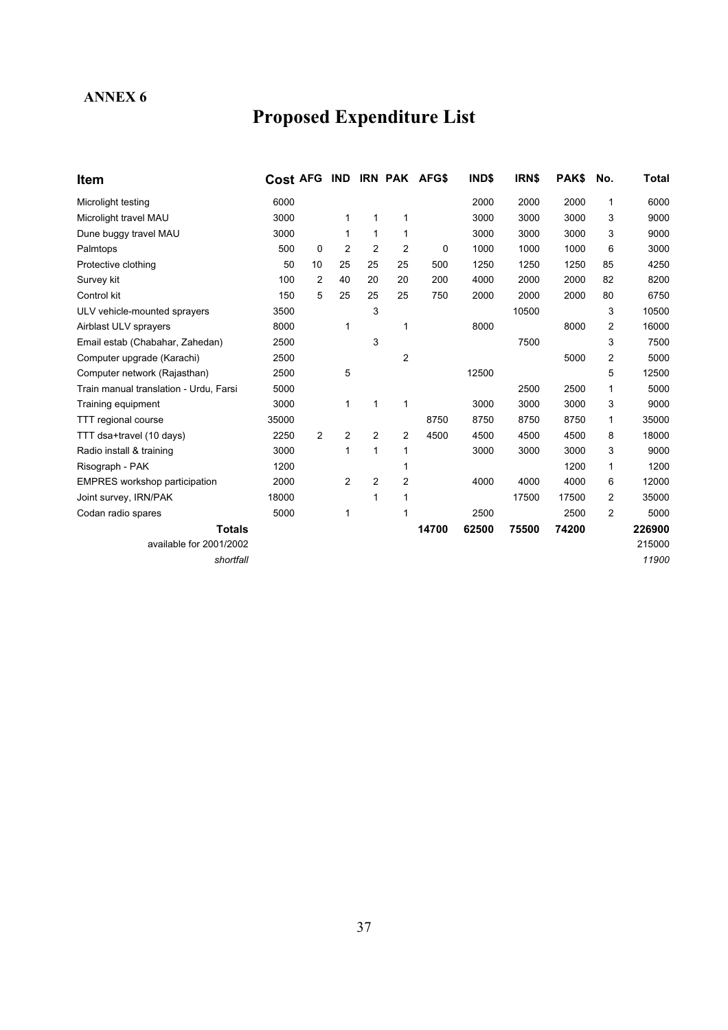**ANNEX 6**

# Proposed Expenditure List

| Item | Cost | AFG | IND | IRN | PAK | AFG$ | IND$ | IRN$ | PAK$ | No. | Total |
|---|---|---|---|---|---|---|---|---|---|---|---|
| Microlight testing | 6000 | | | | | | 2000 | 2000 | 2000 | 1 | 6000 |
| Microlight travel MAU | 3000 | | 1 | 1 | 1 | | 3000 | 3000 | 3000 | 3 | 9000 |
| Dune buggy travel MAU | 3000 | | 1 | 1 | 1 | | 3000 | 3000 | 3000 | 3 | 9000 |
| Palmtops | 500 | 0 | 2 | 2 | 2 | 0 | 1000 | 1000 | 1000 | 6 | 3000 |
| Protective clothing | 50 | 10 | 25 | 25 | 25 | 500 | 1250 | 1250 | 1250 | 85 | 4250 |
| Survey kit | 100 | 2 | 40 | 20 | 20 | 200 | 4000 | 2000 | 2000 | 82 | 8200 |
| Control kit | 150 | 5 | 25 | 25 | 25 | 750 | 2000 | 2000 | 2000 | 80 | 6750 |
| ULV vehicle-mounted sprayers | 3500 | | | 3 | | | | 10500 | | 3 | 10500 |
| Airblast ULV sprayers | 8000 | | 1 | | 1 | | 8000 | | 8000 | 2 | 16000 |
| Email estab (Chabahar, Zahedan) | 2500 | | | 3 | | | | 7500 | | 3 | 7500 |
| Computer upgrade (Karachi) | 2500 | | | | 2 | | | | 5000 | 2 | 5000 |
| Computer network (Rajasthan) | 2500 | | 5 | | | | 12500 | | | 5 | 12500 |
| Train manual translation - Urdu, Farsi | 5000 | | | | | | | 2500 | 2500 | 1 | 5000 |
| Training equipment | 3000 | | 1 | 1 | 1 | | 3000 | 3000 | 3000 | 3 | 9000 |
| TTT regional course | 35000 | | | | | 8750 | 8750 | 8750 | 8750 | 1 | 35000 |
| TTT dsa+travel (10 days) | 2250 | 2 | 2 | 2 | 2 | 4500 | 4500 | 4500 | 4500 | 8 | 18000 |
| Radio install & training | 3000 | | 1 | 1 | 1 | | 3000 | 3000 | 3000 | 3 | 9000 |
| Risograph - PAK | 1200 | | | | 1 | | | | 1200 | 1 | 1200 |
| EMPRES workshop participation | 2000 | | 2 | 2 | 2 | | 4000 | 4000 | 4000 | 6 | 12000 |
| Joint survey, IRN/PAK | 18000 | | | 1 | 1 | | | 17500 | 17500 | 2 | 35000 |
| Codan radio spares | 5000 | | 1 | | 1 | | 2500 | | 2500 | 2 | 5000 |
| **Totals** | | | | | | **14700** | **62500** | **75500** | **74200** | | **226900** |
| available for 2001/2002 | | | | | | | | | | | 215000 |
| *shortfall* | | | | | | | | | | | *11900* |